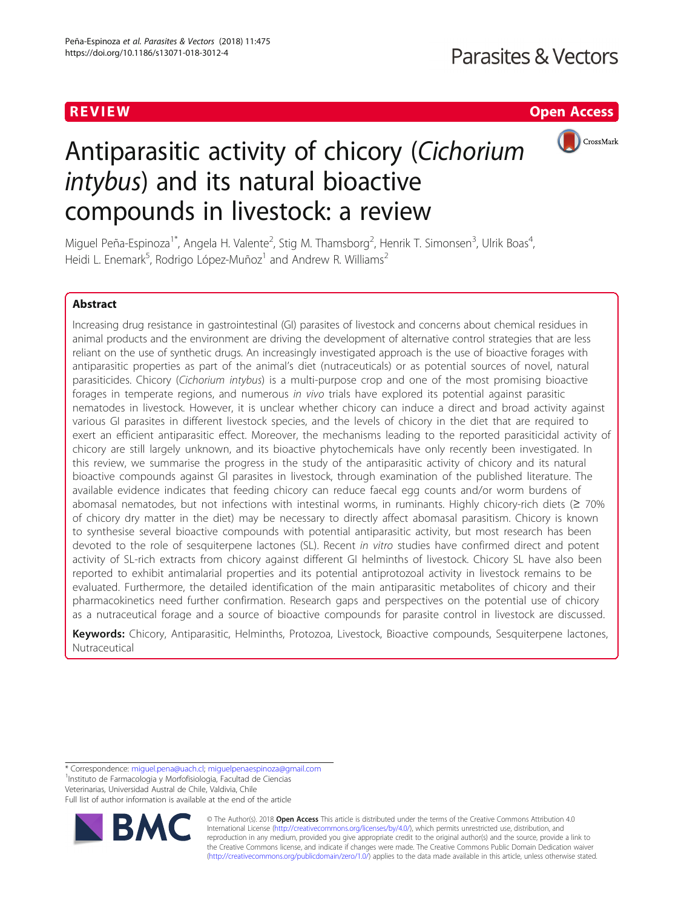REVIEW

Open Access

# Antiparasitic activity of chicory (*Cichorium intybus*) and its natural bioactive compounds in livestock: a review

Miguel Peña-Espinoza[1*], Angela H. Valente[2], Stig M. Thamsborg[2], Henrik T. Simonsen[3], Ulrik Boas[4], Heidi L. Enemark[5], Rodrigo López-Muñoz[1] and Andrew R. Williams[2]

## Abstract

Increasing drug resistance in gastrointestinal (GI) parasites of livestock and concerns about chemical residues in animal products and the environment are driving the development of alternative control strategies that are less reliant on the use of synthetic drugs. An increasingly investigated approach is the use of bioactive forages with antiparasitic properties as part of the animal's diet (nutraceuticals) or as potential sources of novel, natural parasiticides. Chicory (*Cichorium intybus*) is a multi-purpose crop and one of the most promising bioactive forages in temperate regions, and numerous *in vivo* trials have explored its potential against parasitic nematodes in livestock. However, it is unclear whether chicory can induce a direct and broad activity against various GI parasites in different livestock species, and the levels of chicory in the diet that are required to exert an efficient antiparasitic effect. Moreover, the mechanisms leading to the reported parasiticidal activity of chicory are still largely unknown, and its bioactive phytochemicals have only recently been investigated. In this review, we summarise the progress in the study of the antiparasitic activity of chicory and its natural bioactive compounds against GI parasites in livestock, through examination of the published literature. The available evidence indicates that feeding chicory can reduce faecal egg counts and/or worm burdens of abomasal nematodes, but not infections with intestinal worms, in ruminants. Highly chicory-rich diets (≥ 70% of chicory dry matter in the diet) may be necessary to directly affect abomasal parasitism. Chicory is known to synthesise several bioactive compounds with potential antiparasitic activity, but most research has been devoted to the role of sesquiterpene lactones (SL). Recent *in vitro* studies have confirmed direct and potent activity of SL-rich extracts from chicory against different GI helminths of livestock. Chicory SL have also been reported to exhibit antimalarial properties and its potential antiprotozoal activity in livestock remains to be evaluated. Furthermore, the detailed identification of the main antiparasitic metabolites of chicory and their pharmacokinetics need further confirmation. Research gaps and perspectives on the potential use of chicory as a nutraceutical forage and a source of bioactive compounds for parasite control in livestock are discussed.

**Keywords:** Chicory, Antiparasitic, Helminths, Protozoa, Livestock, Bioactive compounds, Sesquiterpene lactones, Nutraceutical

\* Correspondence: miguel.pena@uach.cl; miguelpenaespinoza@gmail.com
[1]Instituto de Farmacologia y Morfofisiologia, Facultad de Ciencias Veterinarias, Universidad Austral de Chile, Valdivia, Chile
Full list of author information is available at the end of the article

© The Author(s). 2018 **Open Access** This article is distributed under the terms of the Creative Commons Attribution 4.0 International License (http://creativecommons.org/licenses/by/4.0/), which permits unrestricted use, distribution, and reproduction in any medium, provided you give appropriate credit to the original author(s) and the source, provide a link to the Creative Commons license, and indicate if changes were made. The Creative Commons Public Domain Dedication waiver (http://creativecommons.org/publicdomain/zero/1.0/) applies to the data made available in this article, unless otherwise stated.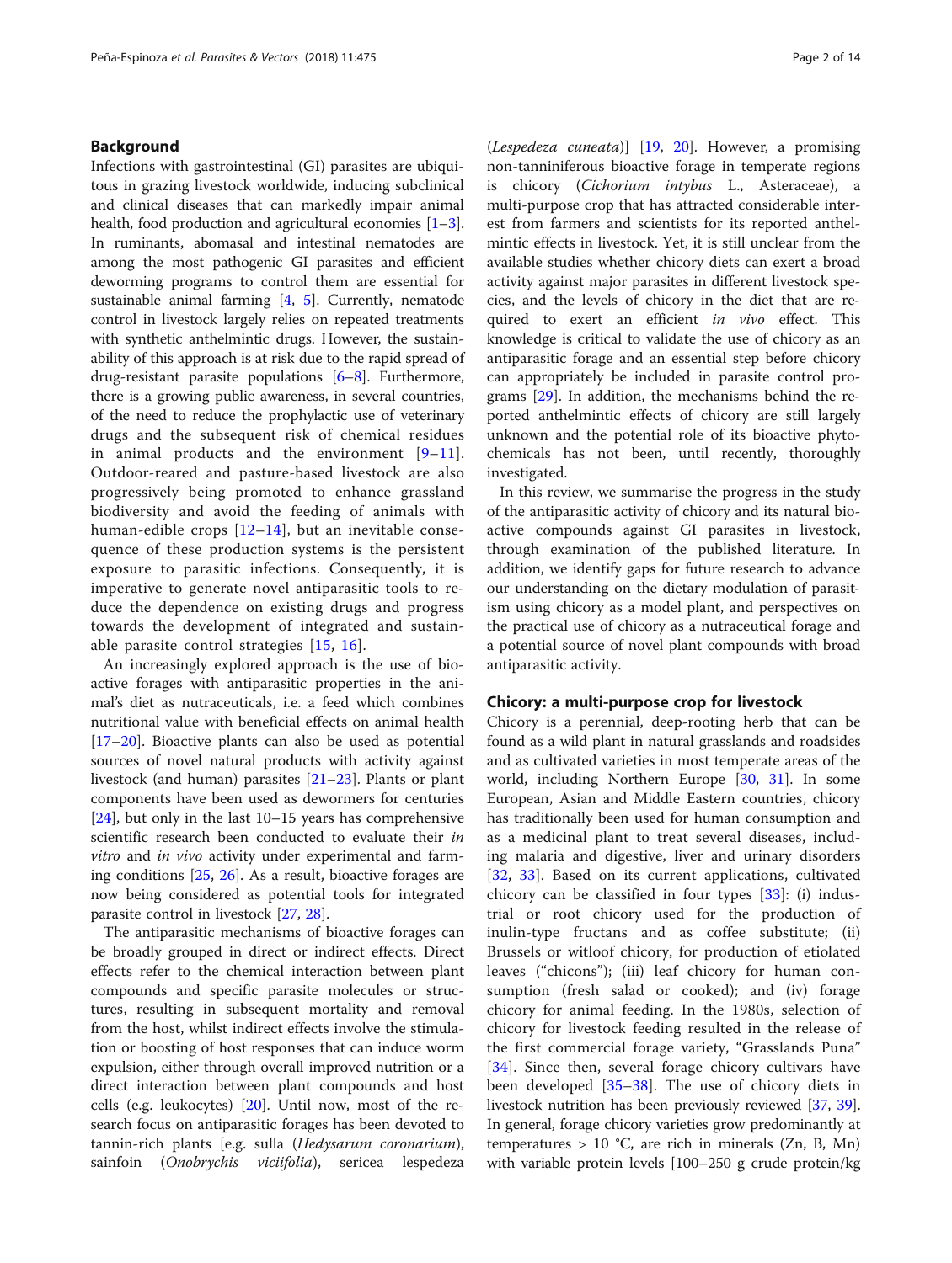## Background

Infections with gastrointestinal (GI) parasites are ubiquitous in grazing livestock worldwide, inducing subclinical and clinical diseases that can markedly impair animal health, food production and agricultural economies [1–3]. In ruminants, abomasal and intestinal nematodes are among the most pathogenic GI parasites and efficient deworming programs to control them are essential for sustainable animal farming [4, 5]. Currently, nematode control in livestock largely relies on repeated treatments with synthetic anthelmintic drugs. However, the sustainability of this approach is at risk due to the rapid spread of drug-resistant parasite populations [6–8]. Furthermore, there is a growing public awareness, in several countries, of the need to reduce the prophylactic use of veterinary drugs and the subsequent risk of chemical residues in animal products and the environment [9–11]. Outdoor-reared and pasture-based livestock are also progressively being promoted to enhance grassland biodiversity and avoid the feeding of animals with human-edible crops [12–14], but an inevitable consequence of these production systems is the persistent exposure to parasitic infections. Consequently, it is imperative to generate novel antiparasitic tools to reduce the dependence on existing drugs and progress towards the development of integrated and sustainable parasite control strategies [15, 16].

An increasingly explored approach is the use of bioactive forages with antiparasitic properties in the animal's diet as nutraceuticals, i.e. a feed which combines nutritional value with beneficial effects on animal health [17–20]. Bioactive plants can also be used as potential sources of novel natural products with activity against livestock (and human) parasites [21–23]. Plants or plant components have been used as dewormers for centuries [24], but only in the last 10–15 years has comprehensive scientific research been conducted to evaluate their *in vitro* and *in vivo* activity under experimental and farming conditions [25, 26]. As a result, bioactive forages are now being considered as potential tools for integrated parasite control in livestock [27, 28].

The antiparasitic mechanisms of bioactive forages can be broadly grouped in direct or indirect effects. Direct effects refer to the chemical interaction between plant compounds and specific parasite molecules or structures, resulting in subsequent mortality and removal from the host, whilst indirect effects involve the stimulation or boosting of host responses that can induce worm expulsion, either through overall improved nutrition or a direct interaction between plant compounds and host cells (e.g. leukocytes) [20]. Until now, most of the research focus on antiparasitic forages has been devoted to tannin-rich plants [e.g. sulla (*Hedysarum coronarium*), sainfoin (*Onobrychis viciifolia*), sericea lespedeza (*Lespedeza cuneata*)] [19, 20]. However, a promising non-tanniniferous bioactive forage in temperate regions is chicory (*Cichorium intybus* L., Asteraceae), a multi-purpose crop that has attracted considerable interest from farmers and scientists for its reported anthelmintic effects in livestock. Yet, it is still unclear from the available studies whether chicory diets can exert a broad activity against major parasites in different livestock species, and the levels of chicory in the diet that are required to exert an efficient *in vivo* effect. This knowledge is critical to validate the use of chicory as an antiparasitic forage and an essential step before chicory can appropriately be included in parasite control programs [29]. In addition, the mechanisms behind the reported anthelmintic effects of chicory are still largely unknown and the potential role of its bioactive phytochemicals has not been, until recently, thoroughly investigated.

In this review, we summarise the progress in the study of the antiparasitic activity of chicory and its natural bioactive compounds against GI parasites in livestock, through examination of the published literature. In addition, we identify gaps for future research to advance our understanding on the dietary modulation of parasitism using chicory as a model plant, and perspectives on the practical use of chicory as a nutraceutical forage and a potential source of novel plant compounds with broad antiparasitic activity.

## Chicory: a multi-purpose crop for livestock

Chicory is a perennial, deep-rooting herb that can be found as a wild plant in natural grasslands and roadsides and as cultivated varieties in most temperate areas of the world, including Northern Europe [30, 31]. In some European, Asian and Middle Eastern countries, chicory has traditionally been used for human consumption and as a medicinal plant to treat several diseases, including malaria and digestive, liver and urinary disorders [32, 33]. Based on its current applications, cultivated chicory can be classified in four types [33]: (i) industrial or root chicory used for the production of inulin-type fructans and as coffee substitute; (ii) Brussels or witloof chicory, for production of etiolated leaves ("chicons"); (iii) leaf chicory for human consumption (fresh salad or cooked); and (iv) forage chicory for animal feeding. In the 1980s, selection of chicory for livestock feeding resulted in the release of the first commercial forage variety, "Grasslands Puna" [34]. Since then, several forage chicory cultivars have been developed [35–38]. The use of chicory diets in livestock nutrition has been previously reviewed [37, 39]. In general, forage chicory varieties grow predominantly at temperatures > 10 °C, are rich in minerals (Zn, B, Mn) with variable protein levels [100–250 g crude protein/kg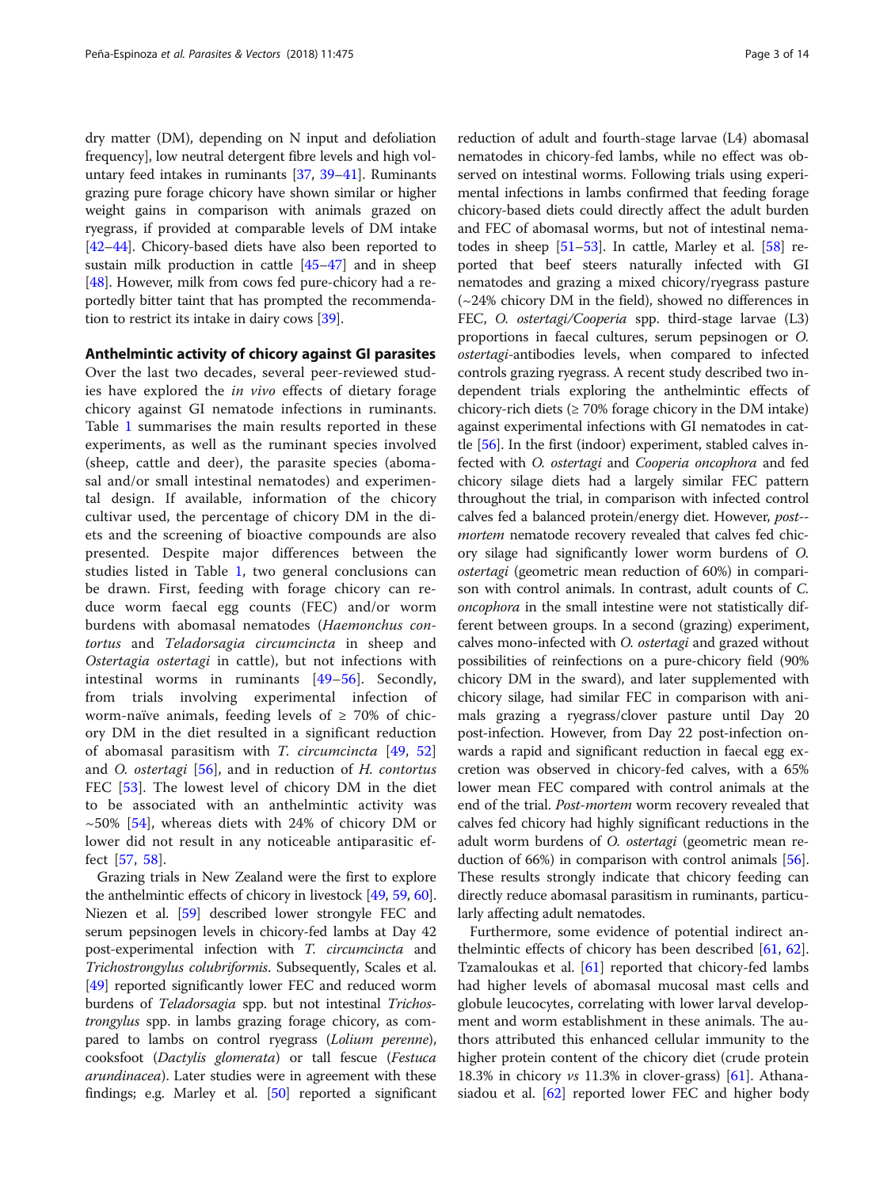dry matter (DM), depending on N input and defoliation frequency], low neutral detergent fibre levels and high voluntary feed intakes in ruminants [37, 39–41]. Ruminants grazing pure forage chicory have shown similar or higher weight gains in comparison with animals grazed on ryegrass, if provided at comparable levels of DM intake [42–44]. Chicory-based diets have also been reported to sustain milk production in cattle [45–47] and in sheep [48]. However, milk from cows fed pure-chicory had a reportedly bitter taint that has prompted the recommendation to restrict its intake in dairy cows [39].

## Anthelmintic activity of chicory against GI parasites

Over the last two decades, several peer-reviewed studies have explored the *in vivo* effects of dietary forage chicory against GI nematode infections in ruminants. Table 1 summarises the main results reported in these experiments, as well as the ruminant species involved (sheep, cattle and deer), the parasite species (abomasal and/or small intestinal nematodes) and experimental design. If available, information of the chicory cultivar used, the percentage of chicory DM in the diets and the screening of bioactive compounds are also presented. Despite major differences between the studies listed in Table 1, two general conclusions can be drawn. First, feeding with forage chicory can reduce worm faecal egg counts (FEC) and/or worm burdens with abomasal nematodes (*Haemonchus contortus* and *Teladorsagia circumcincta* in sheep and *Ostertagia ostertagi* in cattle), but not infections with intestinal worms in ruminants [49–56]. Secondly, from trials involving experimental infection of worm-naïve animals, feeding levels of ≥ 70% of chicory DM in the diet resulted in a significant reduction of abomasal parasitism with *T. circumcincta* [49, 52] and *O. ostertagi* [56], and in reduction of *H. contortus* FEC [53]. The lowest level of chicory DM in the diet to be associated with an anthelmintic activity was ~50% [54], whereas diets with 24% of chicory DM or lower did not result in any noticeable antiparasitic effect [57, 58].

Grazing trials in New Zealand were the first to explore the anthelmintic effects of chicory in livestock [49, 59, 60]. Niezen et al. [59] described lower strongyle FEC and serum pepsinogen levels in chicory-fed lambs at Day 42 post-experimental infection with *T. circumcincta* and *Trichostrongylus colubriformis*. Subsequently, Scales et al. [49] reported significantly lower FEC and reduced worm burdens of *Teladorsagia* spp. but not intestinal *Trichostrongylus* spp. in lambs grazing forage chicory, as compared to lambs on control ryegrass (*Lolium perenne*), cooksfoot (*Dactylis glomerata*) or tall fescue (*Festuca arundinacea*). Later studies were in agreement with these findings; e.g. Marley et al. [50] reported a significant reduction of adult and fourth-stage larvae (L4) abomasal nematodes in chicory-fed lambs, while no effect was observed on intestinal worms. Following trials using experimental infections in lambs confirmed that feeding forage chicory-based diets could directly affect the adult burden and FEC of abomasal worms, but not of intestinal nematodes in sheep [51–53]. In cattle, Marley et al. [58] reported that beef steers naturally infected with GI nematodes and grazing a mixed chicory/ryegrass pasture (~24% chicory DM in the field), showed no differences in FEC, *O. ostertagi/Cooperia* spp. third-stage larvae (L3) proportions in faecal cultures, serum pepsinogen or *O. ostertagi*-antibodies levels, when compared to infected controls grazing ryegrass. A recent study described two independent trials exploring the anthelmintic effects of chicory-rich diets (≥ 70% forage chicory in the DM intake) against experimental infections with GI nematodes in cattle [56]. In the first (indoor) experiment, stabled calves infected with *O. ostertagi* and *Cooperia oncophora* and fed chicory silage diets had a largely similar FEC pattern throughout the trial, in comparison with infected control calves fed a balanced protein/energy diet. However, *post-mortem* nematode recovery revealed that calves fed chicory silage had significantly lower worm burdens of *O. ostertagi* (geometric mean reduction of 60%) in comparison with control animals. In contrast, adult counts of *C. oncophora* in the small intestine were not statistically different between groups. In a second (grazing) experiment, calves mono-infected with *O. ostertagi* and grazed without possibilities of reinfections on a pure-chicory field (90% chicory DM in the sward), and later supplemented with chicory silage, had similar FEC in comparison with animals grazing a ryegrass/clover pasture until Day 20 post-infection. However, from Day 22 post-infection onwards a rapid and significant reduction in faecal egg excretion was observed in chicory-fed calves, with a 65% lower mean FEC compared with control animals at the end of the trial. *Post-mortem* worm recovery revealed that calves fed chicory had highly significant reductions in the adult worm burdens of *O. ostertagi* (geometric mean reduction of 66%) in comparison with control animals [56]. These results strongly indicate that chicory feeding can directly reduce abomasal parasitism in ruminants, particularly affecting adult nematodes.

Furthermore, some evidence of potential indirect anthelmintic effects of chicory has been described [61, 62]. Tzamaloukas et al. [61] reported that chicory-fed lambs had higher levels of abomasal mucosal mast cells and globule leucocytes, correlating with lower larval development and worm establishment in these animals. The authors attributed this enhanced cellular immunity to the higher protein content of the chicory diet (crude protein 18.3% in chicory *vs* 11.3% in clover-grass) [61]. Athanasiadou et al. [62] reported lower FEC and higher body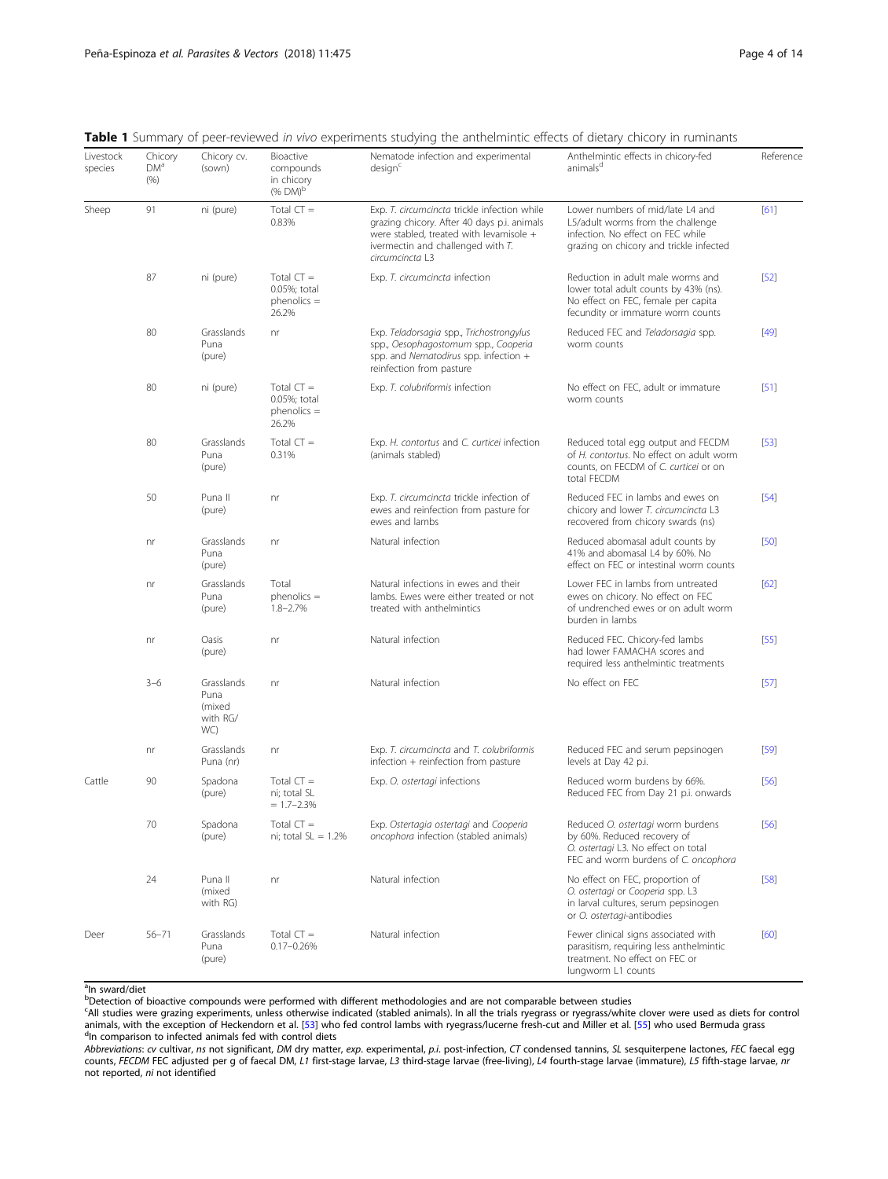**Table 1** Summary of peer-reviewed *in vivo* experiments studying the anthelmintic effects of dietary chicory in ruminants

| Livestock species | Chicory DM[a] (%) | Chicory cv. (sown) | Bioactive compounds in chicory (% DM)[b] | Nematode infection and experimental design[c] | Anthelmintic effects in chicory-fed animals[d] | Reference |
|---|---|---|---|---|---|---|
| Sheep | 91 | ni (pure) | Total CT = 0.83% | Exp. *T. circumcincta* trickle infection while grazing chicory. After 40 days p.i. animals were stabled, treated with levamisole + ivermectin and challenged with *T. circumcincta* L3 | Lower numbers of mid/late L4 and L5/adult worms from the challenge infection. No effect on FEC while grazing on chicory and trickle infected | [61] |
| | 87 | ni (pure) | Total CT = 0.05%; total phenolics = 26.2% | Exp. *T. circumcincta* infection | Reduction in adult male worms and lower total adult counts by 43% (ns). No effect on FEC, female per capita fecundity or immature worm counts | [52] |
| | 80 | Grasslands Puna (pure) | nr | Exp. *Teladorsagia* spp., *Trichostrongylus* spp., *Oesophagostomum* spp., *Cooperia* spp. and *Nematodirus* spp. infection + reinfection from pasture | Reduced FEC and *Teladorsagia* spp. worm counts | [49] |
| | 80 | ni (pure) | Total CT = 0.05%; total phenolics = 26.2% | Exp. *T. colubriformis* infection | No effect on FEC, adult or immature worm counts | [51] |
| | 80 | Grasslands Puna (pure) | Total CT = 0.31% | Exp. *H. contortus* and *C. curticei* infection (animals stabled) | Reduced total egg output and FECDM of *H. contortus*. No effect on adult worm counts, on FECDM of *C. curticei* or on total FECDM | [53] |
| | 50 | Puna II (pure) | nr | Exp. *T. circumcincta* trickle infection of ewes and reinfection from pasture for ewes and lambs | Reduced FEC in lambs and ewes on chicory and lower *T. circumcincta* L3 recovered from chicory swards (ns) | [54] |
| | nr | Grasslands Puna (pure) | nr | Natural infection | Reduced abomasal adult counts by 41% and abomasal L4 by 60%. No effect on FEC or intestinal worm counts | [50] |
| | nr | Grasslands Puna (pure) | Total phenolics = 1.8–2.7% | Natural infections in ewes and their lambs. Ewes were either treated or not treated with anthelmintics | Lower FEC in lambs from untreated ewes on chicory. No effect on FEC of undrenched ewes or on adult worm burden in lambs | [62] |
| | nr | Oasis (pure) | nr | Natural infection | Reduced FEC. Chicory-fed lambs had lower FAMACHA scores and required less anthelmintic treatments | [55] |
| | 3–6 | Grasslands Puna (mixed with RG/WC) | nr | Natural infection | No effect on FEC | [57] |
| | nr | Grasslands Puna (nr) | nr | Exp. *T. circumcincta* and *T. colubriformis* infection + reinfection from pasture | Reduced FEC and serum pepsinogen levels at Day 42 p.i. | [59] |
| Cattle | 90 | Spadona (pure) | Total CT = ni; total SL = 1.7–2.3% | Exp. *O. ostertagi* infections | Reduced worm burdens by 66%. Reduced FEC from Day 21 p.i. onwards | [56] |
| | 70 | Spadona (pure) | Total CT = ni; total SL = 1.2% | Exp. *Ostertagia ostertagi* and *Cooperia oncophora* infection (stabled animals) | Reduced *O. ostertagi* worm burdens by 60%. Reduced recovery of *O. ostertagi* L3. No effect on total FEC and worm burdens of *C. oncophora* | [56] |
| | 24 | Puna II (mixed with RG) | nr | Natural infection | No effect on FEC, proportion of *O. ostertagi* or *Cooperia* spp. L3 in larval cultures, serum pepsinogen or *O. ostertagi*-antibodies | [58] |
| Deer | 56–71 | Grasslands Puna (pure) | Total CT = 0.17–0.26% | Natural infection | Fewer clinical signs associated with parasitism, requiring less anthelmintic treatment. No effect on FEC or lungworm L1 counts | [60] |

[a]In sward/diet

[b]Detection of bioactive compounds were performed with different methodologies and are not comparable between studies

[c]All studies were grazing experiments, unless otherwise indicated (stabled animals). In all the trials ryegrass or ryegrass/white clover were used as diets for control animals, with the exception of Heckendorn et al. [53] who fed control lambs with ryegrass/lucerne fresh-cut and Miller et al. [55] who used Bermuda grass

[d]In comparison to infected animals fed with control diets

*Abbreviations*: *cv* cultivar, *ns* not significant, *DM* dry matter, *exp*. experimental, *p.i.* post-infection, *CT* condensed tannins, *SL* sesquiterpene lactones, *FEC* faecal egg counts, *FECDM* FEC adjusted per g of faecal DM, *L1* first-stage larvae, *L3* third-stage larvae (free-living), *L4* fourth-stage larvae (immature), *L5* fifth-stage larvae, *nr* not reported, *ni* not identified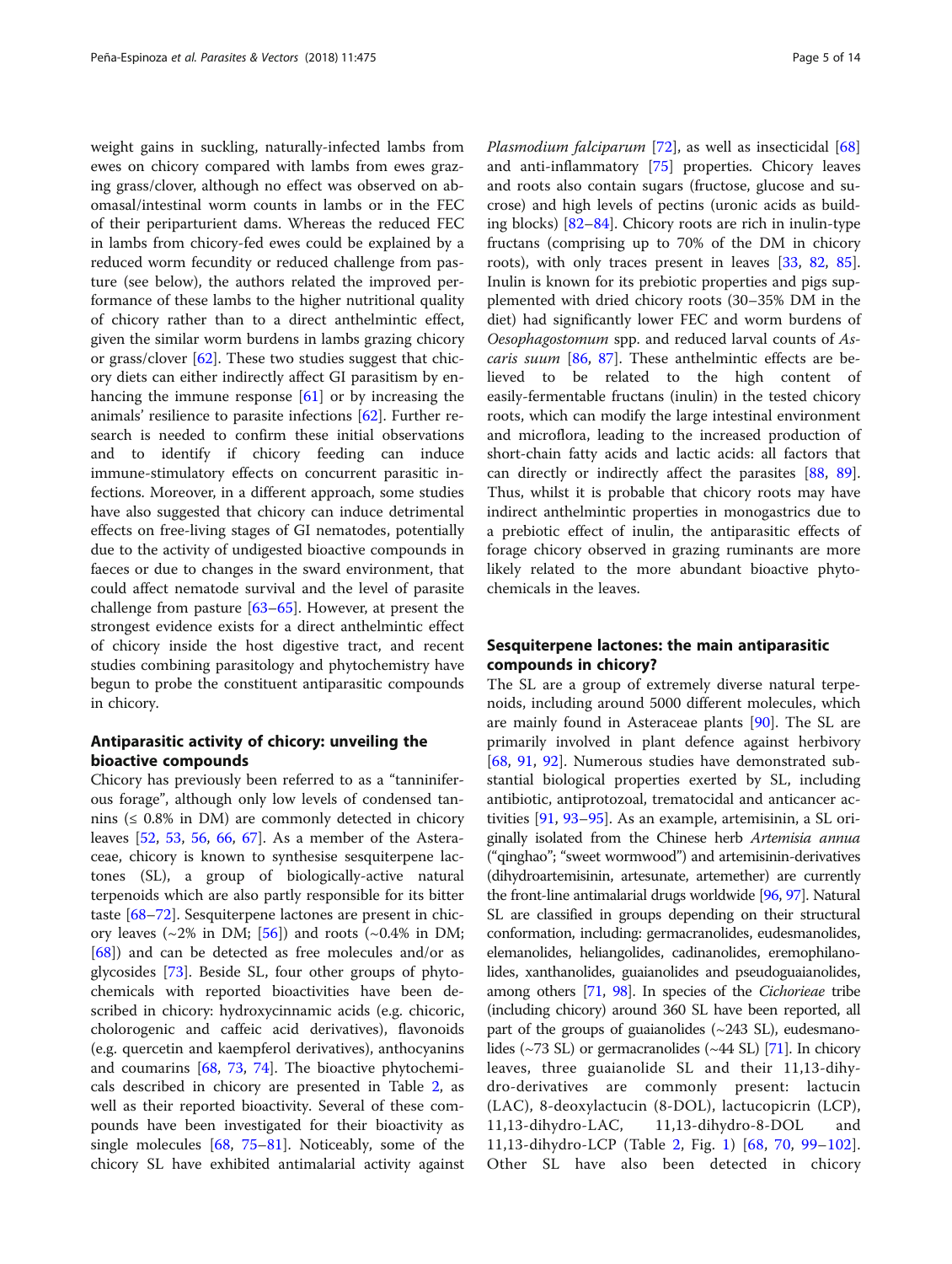weight gains in suckling, naturally-infected lambs from ewes on chicory compared with lambs from ewes grazing grass/clover, although no effect was observed on abomasal/intestinal worm counts in lambs or in the FEC of their periparturient dams. Whereas the reduced FEC in lambs from chicory-fed ewes could be explained by a reduced worm fecundity or reduced challenge from pasture (see below), the authors related the improved performance of these lambs to the higher nutritional quality of chicory rather than to a direct anthelmintic effect, given the similar worm burdens in lambs grazing chicory or grass/clover [62]. These two studies suggest that chicory diets can either indirectly affect GI parasitism by enhancing the immune response [61] or by increasing the animals' resilience to parasite infections [62]. Further research is needed to confirm these initial observations and to identify if chicory feeding can induce immune-stimulatory effects on concurrent parasitic infections. Moreover, in a different approach, some studies have also suggested that chicory can induce detrimental effects on free-living stages of GI nematodes, potentially due to the activity of undigested bioactive compounds in faeces or due to changes in the sward environment, that could affect nematode survival and the level of parasite challenge from pasture [63–65]. However, at present the strongest evidence exists for a direct anthelmintic effect of chicory inside the host digestive tract, and recent studies combining parasitology and phytochemistry have begun to probe the constituent antiparasitic compounds in chicory.

## Antiparasitic activity of chicory: unveiling the bioactive compounds

Chicory has previously been referred to as a "tanniniferous forage", although only low levels of condensed tannins (≤ 0.8% in DM) are commonly detected in chicory leaves [52, 53, 56, 66, 67]. As a member of the Asteraceae, chicory is known to synthesise sesquiterpene lactones (SL), a group of biologically-active natural terpenoids which are also partly responsible for its bitter taste [68–72]. Sesquiterpene lactones are present in chicory leaves (~2% in DM; [56]) and roots (~0.4% in DM; [68]) and can be detected as free molecules and/or as glycosides [73]. Beside SL, four other groups of phytochemicals with reported bioactivities have been described in chicory: hydroxycinnamic acids (e.g. chicoric, cholorogenic and caffeic acid derivatives), flavonoids (e.g. quercetin and kaempferol derivatives), anthocyanins and coumarins [68, 73, 74]. The bioactive phytochemicals described in chicory are presented in Table 2, as well as their reported bioactivity. Several of these compounds have been investigated for their bioactivity as single molecules [68, 75–81]. Noticeably, some of the chicory SL have exhibited antimalarial activity against *Plasmodium falciparum* [72], as well as insecticidal [68] and anti-inflammatory [75] properties. Chicory leaves and roots also contain sugars (fructose, glucose and sucrose) and high levels of pectins (uronic acids as building blocks) [82–84]. Chicory roots are rich in inulin-type fructans (comprising up to 70% of the DM in chicory roots), with only traces present in leaves [33, 82, 85]. Inulin is known for its prebiotic properties and pigs supplemented with dried chicory roots (30–35% DM in the diet) had significantly lower FEC and worm burdens of *Oesophagostomum* spp. and reduced larval counts of *Ascaris suum* [86, 87]. These anthelmintic effects are believed to be related to the high content of easily-fermentable fructans (inulin) in the tested chicory roots, which can modify the large intestinal environment and microflora, leading to the increased production of short-chain fatty acids and lactic acids: all factors that can directly or indirectly affect the parasites [88, 89]. Thus, whilst it is probable that chicory roots may have indirect anthelmintic properties in monogastrics due to a prebiotic effect of inulin, the antiparasitic effects of forage chicory observed in grazing ruminants are more likely related to the more abundant bioactive phytochemicals in the leaves.

## Sesquiterpene lactones: the main antiparasitic compounds in chicory?

The SL are a group of extremely diverse natural terpenoids, including around 5000 different molecules, which are mainly found in Asteraceae plants [90]. The SL are primarily involved in plant defence against herbivory [68, 91, 92]. Numerous studies have demonstrated substantial biological properties exerted by SL, including antibiotic, antiprotozoal, trematocidal and anticancer activities [91, 93–95]. As an example, artemisinin, a SL originally isolated from the Chinese herb *Artemisia annua* ("qinghao"; "sweet wormwood") and artemisinin-derivatives (dihydroartemisinin, artesunate, artemether) are currently the front-line antimalarial drugs worldwide [96, 97]. Natural SL are classified in groups depending on their structural conformation, including: germacranolides, eudesmanolides, elemanolides, heliangolides, cadinanolides, eremophilanolides, xanthanolides, guaianolides and pseudoguaianolides, among others [71, 98]. In species of the *Cichorieae* tribe (including chicory) around 360 SL have been reported, all part of the groups of guaianolides (~243 SL), eudesmanolides (~73 SL) or germacranolides (~44 SL) [71]. In chicory leaves, three guaianolide SL and their 11,13-dihydro-derivatives are commonly present: lactucin (LAC), 8-deoxylactucin (8-DOL), lactucopicrin (LCP), 11,13-dihydro-LAC, 11,13-dihydro-8-DOL and 11,13-dihydro-LCP (Table 2, Fig. 1) [68, 70, 99–102]. Other SL have also been detected in chicory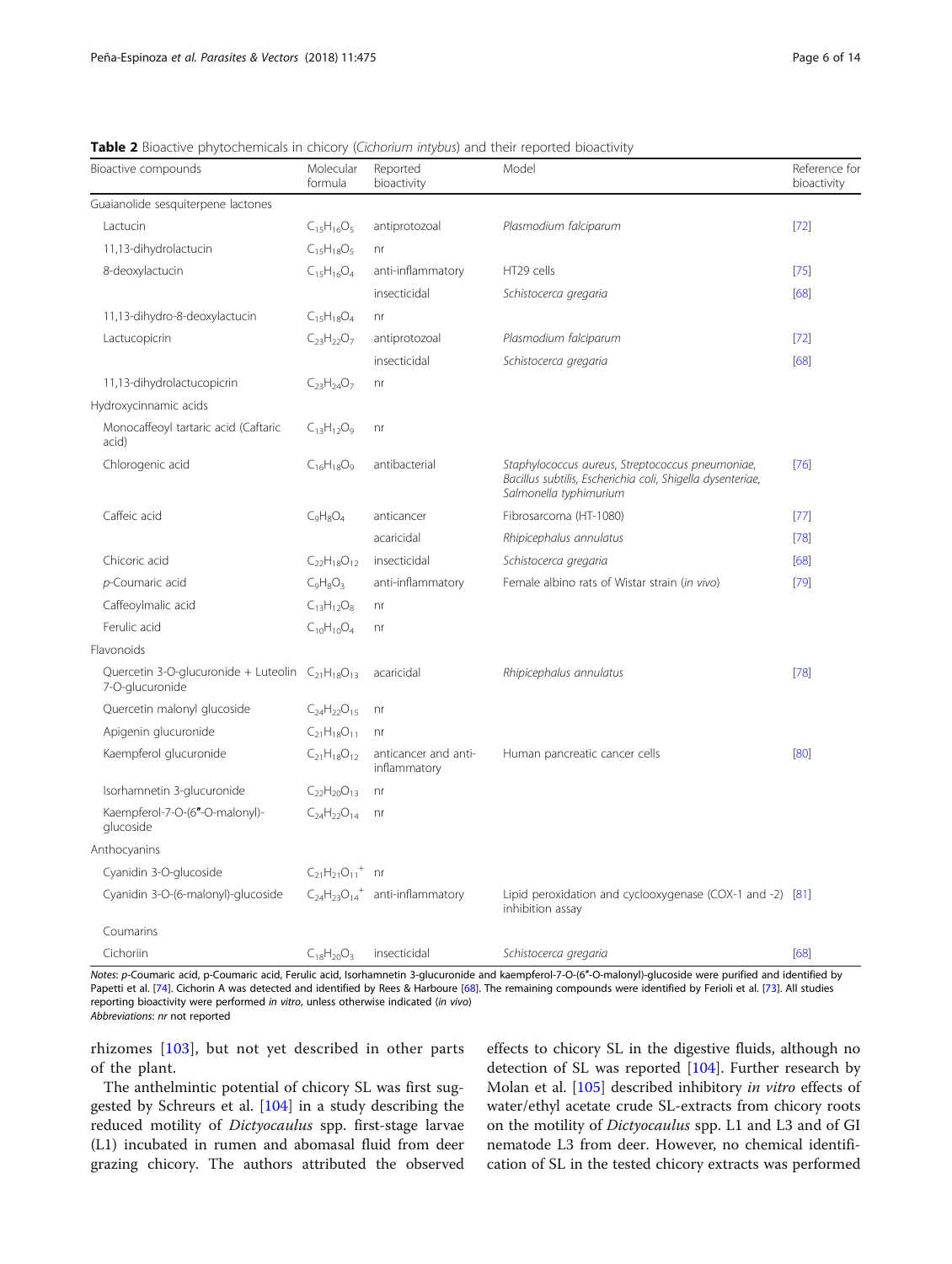**Table 2** Bioactive phytochemicals in chicory (*Cichorium intybus*) and their reported bioactivity

| Bioactive compounds | Molecular formula | Reported bioactivity | Model | Reference for bioactivity |
|---|---|---|---|---|
| Guaianolide sesquiterpene lactones | | | | |
| Lactucin | $C_{15}H_{16}O_5$ | antiprotozoal | *Plasmodium falciparum* | [72] |
| 11,13-dihydrolactucin | $C_{15}H_{18}O_5$ | nr | | |
| 8-deoxylactucin | $C_{15}H_{16}O_4$ | anti-inflammatory | HT29 cells | [75] |
| | | insecticidal | *Schistocerca gregaria* | [68] |
| 11,13-dihydro-8-deoxylactucin | $C_{15}H_{18}O_4$ | nr | | |
| Lactucopicrin | $C_{23}H_{22}O_7$ | antiprotozoal | *Plasmodium falciparum* | [72] |
| | | insecticidal | *Schistocerca gregaria* | [68] |
| 11,13-dihydrolactucopicrin | $C_{23}H_{24}O_7$ | nr | | |
| Hydroxycinnamic acids | | | | |
| Monocaffeoyl tartaric acid (Caftaric acid) | $C_{13}H_{12}O_9$ | nr | | |
| Chlorogenic acid | $C_{16}H_{18}O_9$ | antibacterial | *Staphylococcus aureus, Streptococcus pneumoniae, Bacillus subtilis, Escherichia coli, Shigella dysenteriae, Salmonella typhimurium* | [76] |
| Caffeic acid | $C_9H_8O_4$ | anticancer | Fibrosarcoma (HT-1080) | [77] |
| | | acaricidal | *Rhipicephalus annulatus* | [78] |
| Chicoric acid | $C_{22}H_{18}O_{12}$ | insecticidal | *Schistocerca gregaria* | [68] |
| *p*-Coumaric acid | $C_9H_8O_3$ | anti-inflammatory | Female albino rats of Wistar strain (*in vivo*) | [79] |
| Caffeoylmalic acid | $C_{13}H_{12}O_8$ | nr | | |
| Ferulic acid | $C_{10}H_{10}O_4$ | nr | | |
| Flavonoids | | | | |
| Quercetin 3-O-glucuronide + Luteolin 7-O-glucuronide | $C_{21}H_{18}O_{13}$ | acaricidal | *Rhipicephalus annulatus* | [78] |
| Quercetin malonyl glucoside | $C_{24}H_{22}O_{15}$ | nr | | |
| Apigenin glucuronide | $C_{21}H_{18}O_{11}$ | nr | | |
| Kaempferol glucuronide | $C_{21}H_{18}O_{12}$ | anticancer and anti-inflammatory | Human pancreatic cancer cells | [80] |
| Isorhamnetin 3-glucuronide | $C_{22}H_{20}O_{13}$ | nr | | |
| Kaempferol-7-O-(6″-O-malonyl)-glucoside | $C_{24}H_{22}O_{14}$ | nr | | |
| Anthocyanins | | | | |
| Cyanidin 3-O-glucoside | $C_{21}H_{21}O_{11}^+$ | nr | | |
| Cyanidin 3-O-(6-malonyl)-glucoside | $C_{24}H_{23}O_{14}^+$ | anti-inflammatory | Lipid peroxidation and cyclooxygenase (COX-1 and -2) inhibition assay | [81] |
| Coumarins | | | | |
| Cichoriin | $C_{18}H_{20}O_3$ | insecticidal | *Schistocerca gregaria* | [68] |

*Notes*: *p*-Coumaric acid, p-Coumaric acid, Ferulic acid, Isorhamnetin 3-glucuronide and kaempferol-7-O-(6″-O-malonyl)-glucoside were purified and identified by Papetti et al. [74]. Cichorin A was detected and identified by Rees & Harboure [68]. The remaining compounds were identified by Ferioli et al. [73]. All studies reporting bioactivity were performed *in vitro*, unless otherwise indicated (*in vivo*)
*Abbreviations*: *nr* not reported

rhizomes [103], but not yet described in other parts of the plant.

The anthelmintic potential of chicory SL was first suggested by Schreurs et al. [104] in a study describing the reduced motility of *Dictyocaulus* spp. first-stage larvae (L1) incubated in rumen and abomasal fluid from deer grazing chicory. The authors attributed the observed effects to chicory SL in the digestive fluids, although no detection of SL was reported [104]. Further research by Molan et al. [105] described inhibitory *in vitro* effects of water/ethyl acetate crude SL-extracts from chicory roots on the motility of *Dictyocaulus* spp. L1 and L3 and of GI nematode L3 from deer. However, no chemical identification of SL in the tested chicory extracts was performed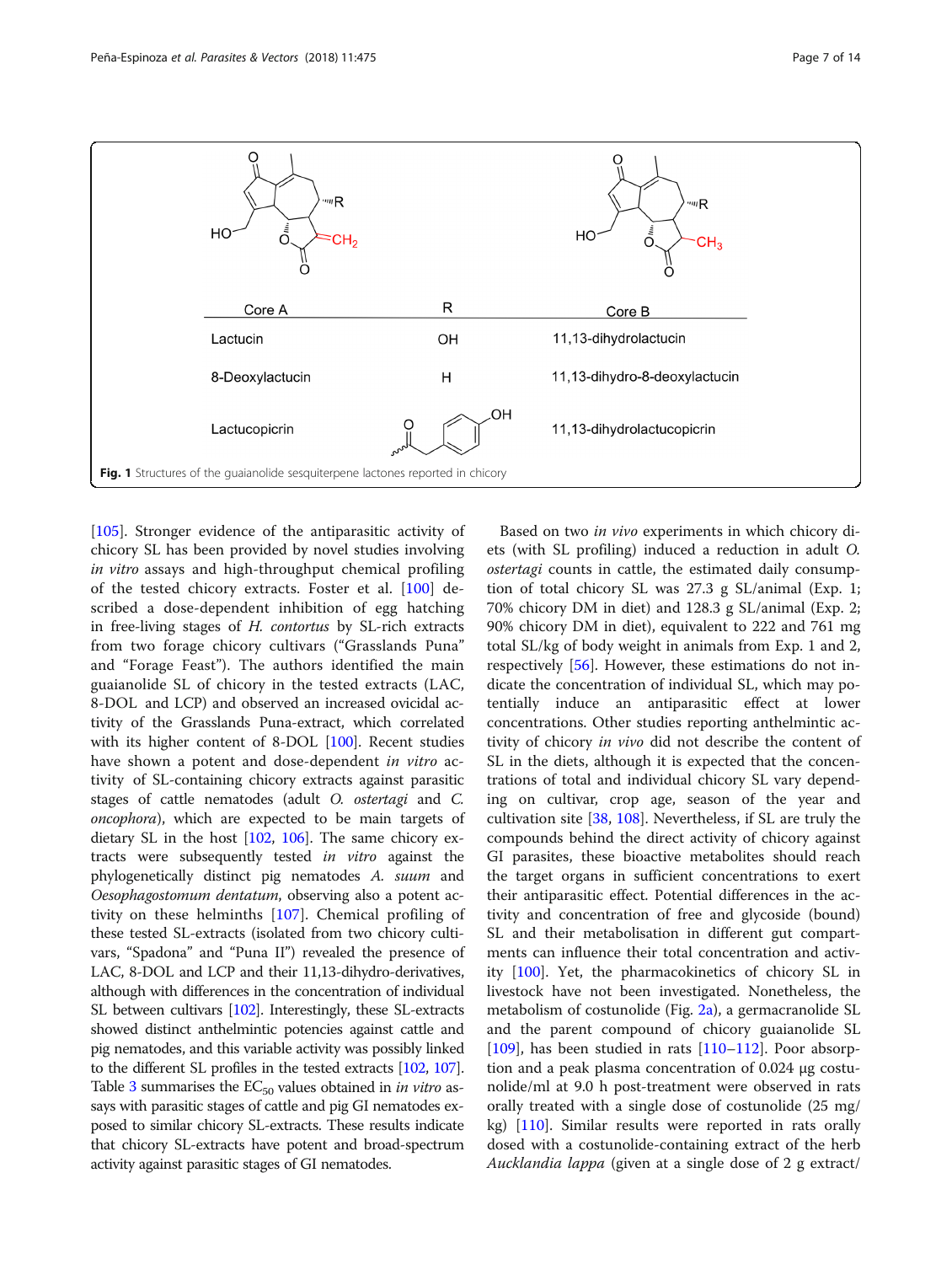| Core A | R | Core B |
|---|---|---|
| Lactucin | OH | 11,13-dihydrolactucin |
| 8-Deoxylactucin | H | 11,13-dihydro-8-deoxylactucin |
| Lactucopicrin | (4-hydroxyphenyl)acetyl | 11,13-dihydrolactucopicrin |

**Fig. 1** Structures of the guaianolide sesquiterpene lactones reported in chicory

[105]. Stronger evidence of the antiparasitic activity of chicory SL has been provided by novel studies involving *in vitro* assays and high-throughput chemical profiling of the tested chicory extracts. Foster et al. [100] described a dose-dependent inhibition of egg hatching in free-living stages of *H. contortus* by SL-rich extracts from two forage chicory cultivars ("Grasslands Puna" and "Forage Feast"). The authors identified the main guaianolide SL of chicory in the tested extracts (LAC, 8-DOL and LCP) and observed an increased ovicidal activity of the Grasslands Puna-extract, which correlated with its higher content of 8-DOL [100]. Recent studies have shown a potent and dose-dependent *in vitro* activity of SL-containing chicory extracts against parasitic stages of cattle nematodes (adult *O. ostertagi* and *C. oncophora*), which are expected to be main targets of dietary SL in the host [102, 106]. The same chicory extracts were subsequently tested *in vitro* against the phylogenetically distinct pig nematodes *A. suum* and *Oesophagostomum dentatum*, observing also a potent activity on these helminths [107]. Chemical profiling of these tested SL-extracts (isolated from two chicory cultivars, "Spadona" and "Puna II") revealed the presence of LAC, 8-DOL and LCP and their 11,13-dihydro-derivatives, although with differences in the concentration of individual SL between cultivars [102]. Interestingly, these SL-extracts showed distinct anthelmintic potencies against cattle and pig nematodes, and this variable activity was possibly linked to the different SL profiles in the tested extracts [102, 107]. Table 3 summarises the $EC_{50}$ values obtained in *in vitro* assays with parasitic stages of cattle and pig GI nematodes exposed to similar chicory SL-extracts. These results indicate that chicory SL-extracts have potent and broad-spectrum activity against parasitic stages of GI nematodes.

Based on two *in vivo* experiments in which chicory diets (with SL profiling) induced a reduction in adult *O. ostertagi* counts in cattle, the estimated daily consumption of total chicory SL was 27.3 g SL/animal (Exp. 1; 70% chicory DM in diet) and 128.3 g SL/animal (Exp. 2; 90% chicory DM in diet), equivalent to 222 and 761 mg total SL/kg of body weight in animals from Exp. 1 and 2, respectively [56]. However, these estimations do not indicate the concentration of individual SL, which may potentially induce an antiparasitic effect at lower concentrations. Other studies reporting anthelmintic activity of chicory *in vivo* did not describe the content of SL in the diets, although it is expected that the concentrations of total and individual chicory SL vary depending on cultivar, crop age, season of the year and cultivation site [38, 108]. Nevertheless, if SL are truly the compounds behind the direct activity of chicory against GI parasites, these bioactive metabolites should reach the target organs in sufficient concentrations to exert their antiparasitic effect. Potential differences in the activity and concentration of free and glycoside (bound) SL and their metabolisation in different gut compartments can influence their total concentration and activity [100]. Yet, the pharmacokinetics of chicory SL in livestock have not been investigated. Nonetheless, the metabolism of costunolide (Fig. 2a), a germacranolide SL and the parent compound of chicory guaianolide SL [109], has been studied in rats [110–112]. Poor absorption and a peak plasma concentration of 0.024 μg costunolide/ml at 9.0 h post-treatment were observed in rats orally treated with a single dose of costunolide (25 mg/kg) [110]. Similar results were reported in rats orally dosed with a costunolide-containing extract of the herb *Aucklandia lappa* (given at a single dose of 2 g extract/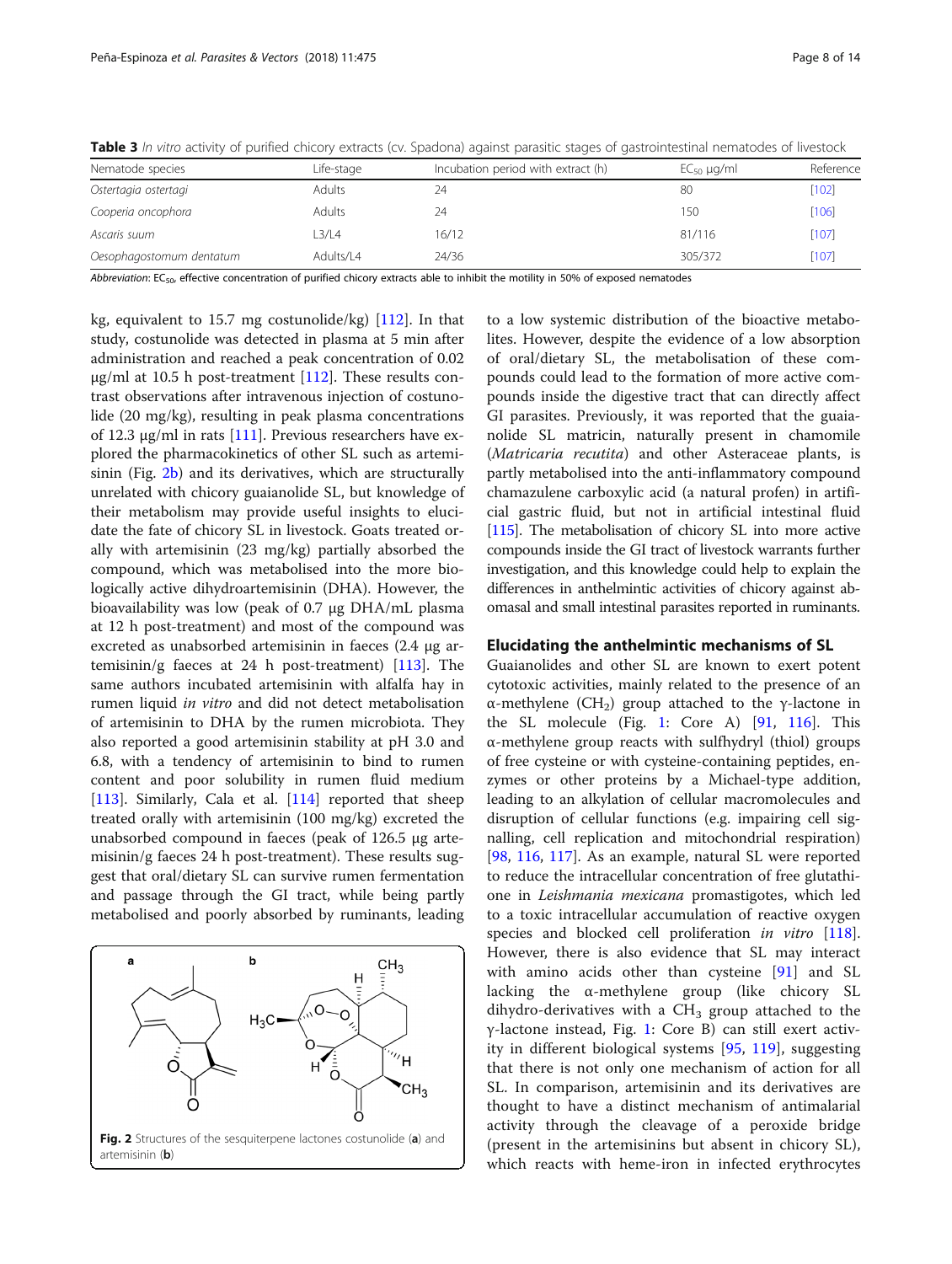**Table 3** *In vitro* activity of purified chicory extracts (cv. Spadona) against parasitic stages of gastrointestinal nematodes of livestock

| Nematode species | Life-stage | Incubation period with extract (h) | $EC_{50}$ µg/ml | Reference |
| --- | --- | --- | --- | --- |
| *Ostertagia ostertagi* | Adults | 24 | 80 | [102] |
| *Cooperia oncophora* | Adults | 24 | 150 | [106] |
| *Ascaris suum* | L3/L4 | 16/12 | 81/116 | [107] |
| *Oesophagostomum dentatum* | Adults/L4 | 24/36 | 305/372 | [107] |

*Abbreviation*: $EC_{50}$, effective concentration of purified chicory extracts able to inhibit the motility in 50% of exposed nematodes

kg, equivalent to 15.7 mg costunolide/kg) [112]. In that study, costunolide was detected in plasma at 5 min after administration and reached a peak concentration of 0.02 µg/ml at 10.5 h post-treatment [112]. These results contrast observations after intravenous injection of costunolide (20 mg/kg), resulting in peak plasma concentrations of 12.3 µg/ml in rats [111]. Previous researchers have explored the pharmacokinetics of other SL such as artemisinin (Fig. 2b) and its derivatives, which are structurally unrelated with chicory guaianolide SL, but knowledge of their metabolism may provide useful insights to elucidate the fate of chicory SL in livestock. Goats treated orally with artemisinin (23 mg/kg) partially absorbed the compound, which was metabolised into the more biologically active dihydroartemisinin (DHA). However, the bioavailability was low (peak of 0.7 µg DHA/mL plasma at 12 h post-treatment) and most of the compound was excreted as unabsorbed artemisinin in faeces (2.4 µg artemisinin/g faeces at 24 h post-treatment) [113]. The same authors incubated artemisinin with alfalfa hay in rumen liquid *in vitro* and did not detect metabolisation of artemisinin to DHA by the rumen microbiota. They also reported a good artemisinin stability at pH 3.0 and 6.8, with a tendency of artemisinin to bind to rumen content and poor solubility in rumen fluid medium [113]. Similarly, Cala et al. [114] reported that sheep treated orally with artemisinin (100 mg/kg) excreted the unabsorbed compound in faeces (peak of 126.5 µg artemisinin/g faeces 24 h post-treatment). These results suggest that oral/dietary SL can survive rumen fermentation and passage through the GI tract, while being partly metabolised and poorly absorbed by ruminants, leading to a low systemic distribution of the bioactive metabolites. However, despite the evidence of a low absorption of oral/dietary SL, the metabolisation of these compounds could lead to the formation of more active compounds inside the digestive tract that can directly affect GI parasites. Previously, it was reported that the guaianolide SL matricin, naturally present in chamomile (*Matricaria recutita*) and other Asteraceae plants, is partly metabolised into the anti-inflammatory compound chamazulene carboxylic acid (a natural profen) in artificial gastric fluid, but not in artificial intestinal fluid [115]. The metabolisation of chicory SL into more active compounds inside the GI tract of livestock warrants further investigation, and this knowledge could help to explain the differences in anthelmintic activities of chicory against abomasal and small intestinal parasites reported in ruminants.

Fig. 2 Structures of the sesquiterpene lactones costunolide (**a**) and artemisinin (**b**)

## Elucidating the anthelmintic mechanisms of SL

Guaianolides and other SL are known to exert potent cytotoxic activities, mainly related to the presence of an α-methylene ($CH_2$) group attached to the γ-lactone in the SL molecule (Fig. 1: Core A) [91, 116]. This α-methylene group reacts with sulfhydryl (thiol) groups of free cysteine or with cysteine-containing peptides, enzymes or other proteins by a Michael-type addition, leading to an alkylation of cellular macromolecules and disruption of cellular functions (e.g. impairing cell signalling, cell replication and mitochondrial respiration) [98, 116, 117]. As an example, natural SL were reported to reduce the intracellular concentration of free glutathione in *Leishmania mexicana* promastigotes, which led to a toxic intracellular accumulation of reactive oxygen species and blocked cell proliferation *in vitro* [118]. However, there is also evidence that SL may interact with amino acids other than cysteine [91] and SL lacking the α-methylene group (like chicory SL dihydro-derivatives with a $CH_3$ group attached to the γ-lactone instead, Fig. 1: Core B) can still exert activity in different biological systems [95, 119], suggesting that there is not only one mechanism of action for all SL. In comparison, artemisinin and its derivatives are thought to have a distinct mechanism of antimalarial activity through the cleavage of a peroxide bridge (present in the artemisinins but absent in chicory SL), which reacts with heme-iron in infected erythrocytes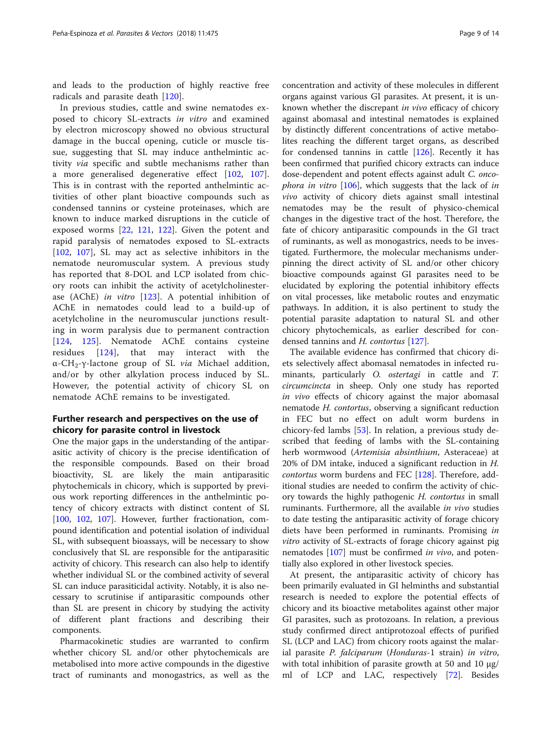and leads to the production of highly reactive free radicals and parasite death [120].

In previous studies, cattle and swine nematodes exposed to chicory SL-extracts *in vitro* and examined by electron microscopy showed no obvious structural damage in the buccal opening, cuticle or muscle tissue, suggesting that SL may induce anthelmintic activity *via* specific and subtle mechanisms rather than a more generalised degenerative effect [102, 107]. This is in contrast with the reported anthelmintic activities of other plant bioactive compounds such as condensed tannins or cysteine proteinases, which are known to induce marked disruptions in the cuticle of exposed worms [22, 121, 122]. Given the potent and rapid paralysis of nematodes exposed to SL-extracts [102, 107], SL may act as selective inhibitors in the nematode neuromuscular system. A previous study has reported that 8-DOL and LCP isolated from chicory roots can inhibit the activity of acetylcholinesterase (AChE) *in vitro* [123]. A potential inhibition of AChE in nematodes could lead to a build-up of acetylcholine in the neuromuscular junctions resulting in worm paralysis due to permanent contraction [124, 125]. Nematode AChE contains cysteine residues [124], that may interact with the $\alpha$-$CH_2$-$\gamma$-lactone group of SL *via* Michael addition, and/or by other alkylation process induced by SL. However, the potential activity of chicory SL on nematode AChE remains to be investigated.

## Further research and perspectives on the use of chicory for parasite control in livestock

One the major gaps in the understanding of the antiparasitic activity of chicory is the precise identification of the responsible compounds. Based on their broad bioactivity, SL are likely the main antiparasitic phytochemicals in chicory, which is supported by previous work reporting differences in the anthelmintic potency of chicory extracts with distinct content of SL [100, 102, 107]. However, further fractionation, compound identification and potential isolation of individual SL, with subsequent bioassays, will be necessary to show conclusively that SL are responsible for the antiparasitic activity of chicory. This research can also help to identify whether individual SL or the combined activity of several SL can induce parasiticidal activity. Notably, it is also necessary to scrutinise if antiparasitic compounds other than SL are present in chicory by studying the activity of different plant fractions and describing their components.

Pharmacokinetic studies are warranted to confirm whether chicory SL and/or other phytochemicals are metabolised into more active compounds in the digestive tract of ruminants and monogastrics, as well as the concentration and activity of these molecules in different organs against various GI parasites. At present, it is unknown whether the discrepant *in vivo* efficacy of chicory against abomasal and intestinal nematodes is explained by distinctly different concentrations of active metabolites reaching the different target organs, as described for condensed tannins in cattle [126]. Recently it has been confirmed that purified chicory extracts can induce dose-dependent and potent effects against adult *C. oncophora in vitro* [106], which suggests that the lack of *in vivo* activity of chicory diets against small intestinal nematodes may be the result of physico-chemical changes in the digestive tract of the host. Therefore, the fate of chicory antiparasitic compounds in the GI tract of ruminants, as well as monogastrics, needs to be investigated. Furthermore, the molecular mechanisms underpinning the direct activity of SL and/or other chicory bioactive compounds against GI parasites need to be elucidated by exploring the potential inhibitory effects on vital processes, like metabolic routes and enzymatic pathways. In addition, it is also pertinent to study the potential parasite adaptation to natural SL and other chicory phytochemicals, as earlier described for condensed tannins and *H. contortus* [127].

The available evidence has confirmed that chicory diets selectively affect abomasal nematodes in infected ruminants, particularly *O. ostertagi* in cattle and *T. circumcincta* in sheep. Only one study has reported *in vivo* effects of chicory against the major abomasal nematode *H. contortus*, observing a significant reduction in FEC but no effect on adult worm burdens in chicory-fed lambs [53]. In relation, a previous study described that feeding of lambs with the SL-containing herb wormwood (*Artemisia absinthium*, Asteraceae) at 20% of DM intake, induced a significant reduction in *H. contortus* worm burdens and FEC [128]. Therefore, additional studies are needed to confirm the activity of chicory towards the highly pathogenic *H. contortus* in small ruminants. Furthermore, all the available *in vivo* studies to date testing the antiparasitic activity of forage chicory diets have been performed in ruminants. Promising *in vitro* activity of SL-extracts of forage chicory against pig nematodes [107] must be confirmed *in vivo*, and potentially also explored in other livestock species.

At present, the antiparasitic activity of chicory has been primarily evaluated in GI helminths and substantial research is needed to explore the potential effects of chicory and its bioactive metabolites against other major GI parasites, such as protozoans. In relation, a previous study confirmed direct antiprotozoal effects of purified SL (LCP and LAC) from chicory roots against the malarial parasite *P. falciparum* (Honduras-1 strain) *in vitro*, with total inhibition of parasite growth at 50 and 10 μg/ml of LCP and LAC, respectively [72]. Besides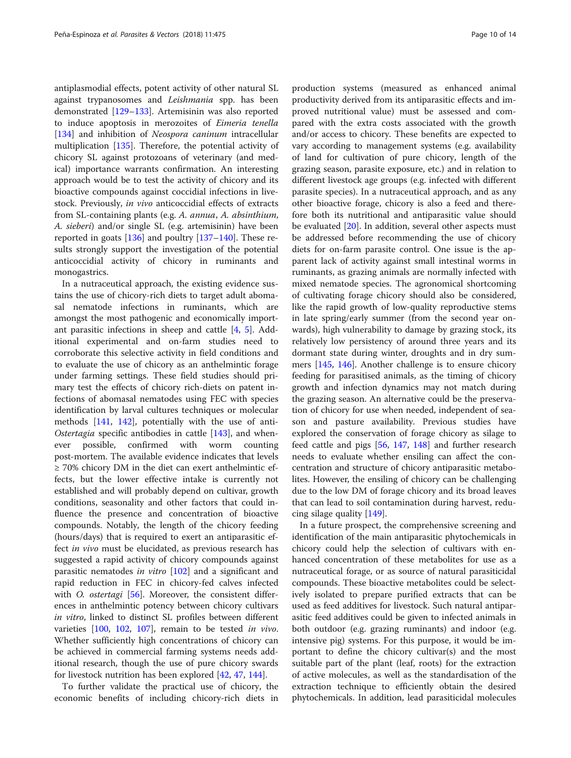antiplasmodial effects, potent activity of other natural SL against trypanosomes and *Leishmania* spp. has been demonstrated [129–133]. Artemisinin was also reported to induce apoptosis in merozoites of *Eimeria tenella* [134] and inhibition of *Neospora caninum* intracellular multiplication [135]. Therefore, the potential activity of chicory SL against protozoans of veterinary (and medical) importance warrants confirmation. An interesting approach would be to test the activity of chicory and its bioactive compounds against coccidial infections in livestock. Previously, *in vivo* anticoccidial effects of extracts from SL-containing plants (e.g. *A. annua*, *A. absinthium*, *A. sieberi*) and/or single SL (e.g. artemisinin) have been reported in goats [136] and poultry [137–140]. These results strongly support the investigation of the potential anticoccidial activity of chicory in ruminants and monogastrics.

In a nutraceutical approach, the existing evidence sustains the use of chicory-rich diets to target adult abomasal nematode infections in ruminants, which are amongst the most pathogenic and economically important parasitic infections in sheep and cattle [4, 5]. Additional experimental and on-farm studies need to corroborate this selective activity in field conditions and to evaluate the use of chicory as an anthelmintic forage under farming settings. These field studies should primary test the effects of chicory rich-diets on patent infections of abomasal nematodes using FEC with species identification by larval cultures techniques or molecular methods [141, 142], potentially with the use of anti-*Ostertagia* specific antibodies in cattle [143], and whenever possible, confirmed with worm counting post-mortem. The available evidence indicates that levels ≥ 70% chicory DM in the diet can exert anthelmintic effects, but the lower effective intake is currently not established and will probably depend on cultivar, growth conditions, seasonality and other factors that could influence the presence and concentration of bioactive compounds. Notably, the length of the chicory feeding (hours/days) that is required to exert an antiparasitic effect *in vivo* must be elucidated, as previous research has suggested a rapid activity of chicory compounds against parasitic nematodes *in vitro* [102] and a significant and rapid reduction in FEC in chicory-fed calves infected with *O. ostertagi* [56]. Moreover, the consistent differences in anthelmintic potency between chicory cultivars *in vitro*, linked to distinct SL profiles between different varieties [100, 102, 107], remain to be tested *in vivo*. Whether sufficiently high concentrations of chicory can be achieved in commercial farming systems needs additional research, though the use of pure chicory swards for livestock nutrition has been explored [42, 47, 144].

To further validate the practical use of chicory, the economic benefits of including chicory-rich diets in production systems (measured as enhanced animal productivity derived from its antiparasitic effects and improved nutritional value) must be assessed and compared with the extra costs associated with the growth and/or access to chicory. These benefits are expected to vary according to management systems (e.g. availability of land for cultivation of pure chicory, length of the grazing season, parasite exposure, etc.) and in relation to different livestock age groups (e.g. infected with different parasite species). In a nutraceutical approach, and as any other bioactive forage, chicory is also a feed and therefore both its nutritional and antiparasitic value should be evaluated [20]. In addition, several other aspects must be addressed before recommending the use of chicory diets for on-farm parasite control. One issue is the apparent lack of activity against small intestinal worms in ruminants, as grazing animals are normally infected with mixed nematode species. The agronomical shortcoming of cultivating forage chicory should also be considered, like the rapid growth of low-quality reproductive stems in late spring/early summer (from the second year onwards), high vulnerability to damage by grazing stock, its relatively low persistency of around three years and its dormant state during winter, droughts and in dry summers [145, 146]. Another challenge is to ensure chicory feeding for parasitised animals, as the timing of chicory growth and infection dynamics may not match during the grazing season. An alternative could be the preservation of chicory for use when needed, independent of season and pasture availability. Previous studies have explored the conservation of forage chicory as silage to feed cattle and pigs [56, 147, 148] and further research needs to evaluate whether ensiling can affect the concentration and structure of chicory antiparasitic metabolites. However, the ensiling of chicory can be challenging due to the low DM of forage chicory and its broad leaves that can lead to soil contamination during harvest, reducing silage quality [149].

In a future prospect, the comprehensive screening and identification of the main antiparasitic phytochemicals in chicory could help the selection of cultivars with enhanced concentration of these metabolites for use as a nutraceutical forage, or as source of natural parasiticidal compounds. These bioactive metabolites could be selectively isolated to prepare purified extracts that can be used as feed additives for livestock. Such natural antiparasitic feed additives could be given to infected animals in both outdoor (e.g. grazing ruminants) and indoor (e.g. intensive pig) systems. For this purpose, it would be important to define the chicory cultivar(s) and the most suitable part of the plant (leaf, roots) for the extraction of active molecules, as well as the standardisation of the extraction technique to efficiently obtain the desired phytochemicals. In addition, lead parasiticidal molecules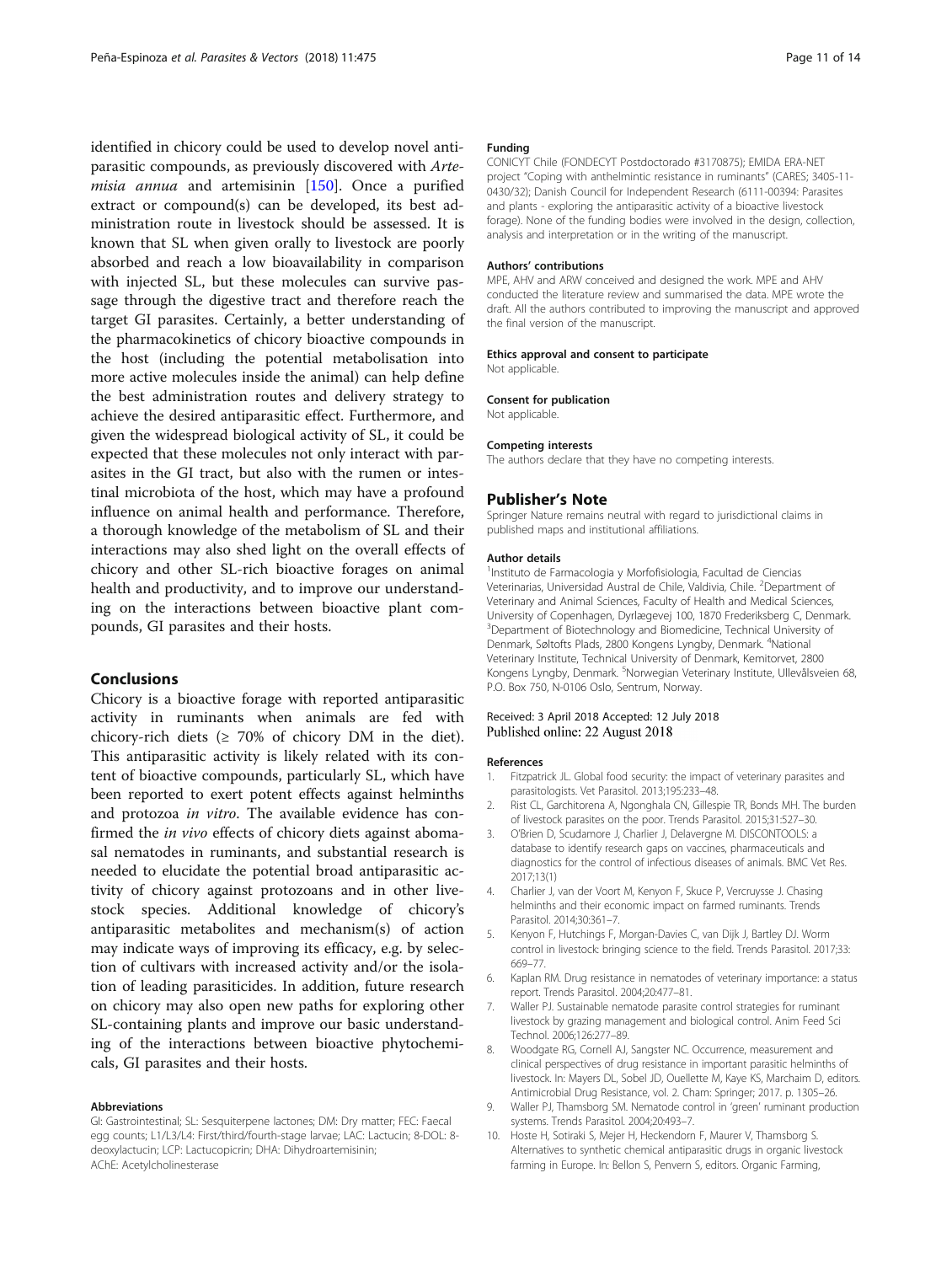identified in chicory could be used to develop novel antiparasitic compounds, as previously discovered with *Artemisia annua* and artemisinin [150]. Once a purified extract or compound(s) can be developed, its best administration route in livestock should be assessed. It is known that SL when given orally to livestock are poorly absorbed and reach a low bioavailability in comparison with injected SL, but these molecules can survive passage through the digestive tract and therefore reach the target GI parasites. Certainly, a better understanding of the pharmacokinetics of chicory bioactive compounds in the host (including the potential metabolisation into more active molecules inside the animal) can help define the best administration routes and delivery strategy to achieve the desired antiparasitic effect. Furthermore, and given the widespread biological activity of SL, it could be expected that these molecules not only interact with parasites in the GI tract, but also with the rumen or intestinal microbiota of the host, which may have a profound influence on animal health and performance. Therefore, a thorough knowledge of the metabolism of SL and their interactions may also shed light on the overall effects of chicory and other SL-rich bioactive forages on animal health and productivity, and to improve our understanding on the interactions between bioactive plant compounds, GI parasites and their hosts.

## Conclusions

Chicory is a bioactive forage with reported antiparasitic activity in ruminants when animals are fed with chicory-rich diets (≥ 70% of chicory DM in the diet). This antiparasitic activity is likely related with its content of bioactive compounds, particularly SL, which have been reported to exert potent effects against helminths and protozoa *in vitro*. The available evidence has confirmed the *in vivo* effects of chicory diets against abomasal nematodes in ruminants, and substantial research is needed to elucidate the potential broad antiparasitic activity of chicory against protozoans and in other livestock species. Additional knowledge of chicory's antiparasitic metabolites and mechanism(s) of action may indicate ways of improving its efficacy, e.g. by selection of cultivars with increased activity and/or the isolation of leading parasiticides. In addition, future research on chicory may also open new paths for exploring other SL-containing plants and improve our basic understanding of the interactions between bioactive phytochemicals, GI parasites and their hosts.

#### Abbreviations

GI: Gastrointestinal; SL: Sesquiterpene lactones; DM: Dry matter; FEC: Faecal egg counts; L1/L3/L4: First/third/fourth-stage larvae; LAC: Lactucin; 8-DOL: 8-deoxylactucin; LCP: Lactucopicrin; DHA: Dihydroartemisinin; AChE: Acetylcholinesterase

#### Funding

CONICYT Chile (FONDECYT Postdoctorado #3170875); EMIDA ERA-NET project "Coping with anthelmintic resistance in ruminants" (CARES; 3405-11-0430/32); Danish Council for Independent Research (6111-00394: Parasites and plants - exploring the antiparasitic activity of a bioactive livestock forage). None of the funding bodies were involved in the design, collection, analysis and interpretation or in the writing of the manuscript.

#### Authors' contributions

MPE, AHV and ARW conceived and designed the work. MPE and AHV conducted the literature review and summarised the data. MPE wrote the draft. All the authors contributed to improving the manuscript and approved the final version of the manuscript.

#### Ethics approval and consent to participate

Not applicable.

#### Consent for publication

Not applicable.

#### Competing interests

The authors declare that they have no competing interests.

## Publisher's Note

Springer Nature remains neutral with regard to jurisdictional claims in published maps and institutional affiliations.

#### Author details

[1]Instituto de Farmacologia y Morfofisiologia, Facultad de Ciencias Veterinarias, Universidad Austral de Chile, Valdivia, Chile. [2]Department of Veterinary and Animal Sciences, Faculty of Health and Medical Sciences, University of Copenhagen, Dyrlægevej 100, 1870 Frederiksberg C, Denmark. [3]Department of Biotechnology and Biomedicine, Technical University of Denmark, Søltofts Plads, 2800 Kongens Lyngby, Denmark. [4]National Veterinary Institute, Technical University of Denmark, Kemitorvet, 2800 Kongens Lyngby, Denmark. [5]Norwegian Veterinary Institute, Ullevålsveien 68, P.O. Box 750, N-0106 Oslo, Sentrum, Norway.

Received: 3 April 2018 Accepted: 12 July 2018
Published online: 22 August 2018

#### References

1. Fitzpatrick JL. Global food security: the impact of veterinary parasites and parasitologists. Vet Parasitol. 2013;195:233–48.
2. Rist CL, Garchitorena A, Ngonghala CN, Gillespie TR, Bonds MH. The burden of livestock parasites on the poor. Trends Parasitol. 2015;31:527–30.
3. O'Brien D, Scudamore J, Charlier J, Delavergne M. DISCONTOOLS: a database to identify research gaps on vaccines, pharmaceuticals and diagnostics for the control of infectious diseases of animals. BMC Vet Res. 2017;13(1)
4. Charlier J, van der Voort M, Kenyon F, Skuce P, Vercruysse J. Chasing helminths and their economic impact on farmed ruminants. Trends Parasitol. 2014;30:361–7.
5. Kenyon F, Hutchings F, Morgan-Davies C, van Dijk J, Bartley DJ. Worm control in livestock: bringing science to the field. Trends Parasitol. 2017;33:669–77.
6. Kaplan RM. Drug resistance in nematodes of veterinary importance: a status report. Trends Parasitol. 2004;20:477–81.
7. Waller PJ. Sustainable nematode parasite control strategies for ruminant livestock by grazing management and biological control. Anim Feed Sci Technol. 2006;126:277–89.
8. Woodgate RG, Cornell AJ, Sangster NC. Occurrence, measurement and clinical perspectives of drug resistance in important parasitic helminths of livestock. In: Mayers DL, Sobel JD, Ouellette M, Kaye KS, Marchaim D, editors. Antimicrobial Drug Resistance, vol. 2. Cham: Springer; 2017. p. 1305–26.
9. Waller PJ, Thamsborg SM. Nematode control in 'green' ruminant production systems. Trends Parasitol. 2004;20:493–7.
10. Hoste H, Sotiraki S, Mejer H, Heckendorn F, Maurer V, Thamsborg S. Alternatives to synthetic chemical antiparasitic drugs in organic livestock farming in Europe. In: Bellon S, Penvern S, editors. Organic Farming,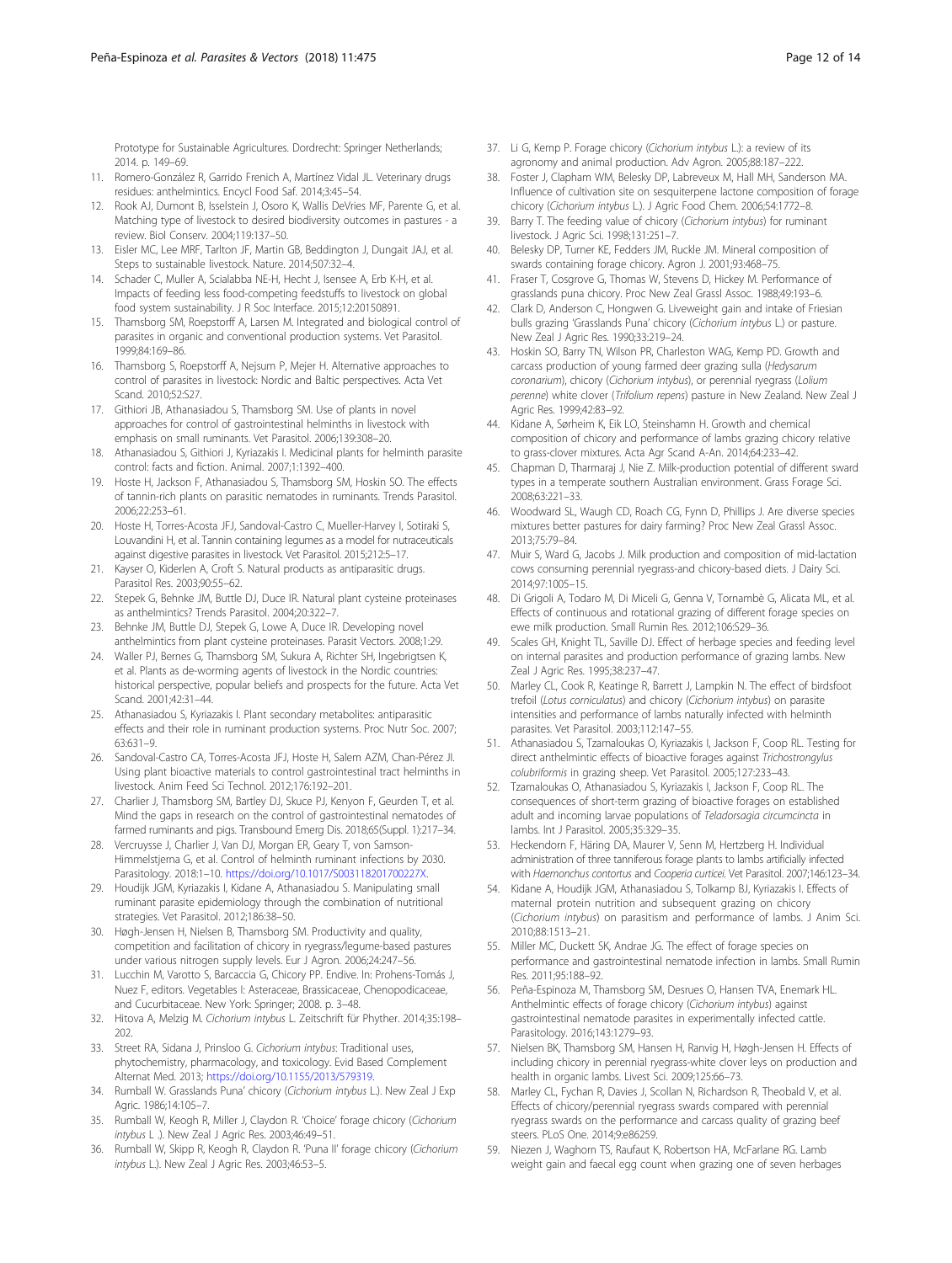Prototype for Sustainable Agricultures. Dordrecht: Springer Netherlands; 2014. p. 149–69.

11. Romero-González R, Garrido Frenich A, Martínez Vidal JL. Veterinary drugs residues: anthelmintics. Encycl Food Saf. 2014;3:45–54.
12. Rook AJ, Dumont B, Isselstein J, Osoro K, Wallis DeVries MF, Parente G, et al. Matching type of livestock to desired biodiversity outcomes in pastures - a review. Biol Conserv. 2004;119:137–50.
13. Eisler MC, Lee MRF, Tarlton JF, Martin GB, Beddington J, Dungait JAJ, et al. Steps to sustainable livestock. Nature. 2014;507:32–4.
14. Schader C, Muller A, Scialabba NE-H, Hecht J, Isensee A, Erb K-H, et al. Impacts of feeding less food-competing feedstuffs to livestock on global food system sustainability. J R Soc Interface. 2015;12:20150891.
15. Thamsborg SM, Roepstorff A, Larsen M. Integrated and biological control of parasites in organic and conventional production systems. Vet Parasitol. 1999;84:169–86.
16. Thamsborg S, Roepstorff A, Nejsum P, Mejer H. Alternative approaches to control of parasites in livestock: Nordic and Baltic perspectives. Acta Vet Scand. 2010;52:S27.
17. Githiori JB, Athanasiadou S, Thamsborg SM. Use of plants in novel approaches for control of gastrointestinal helminths in livestock with emphasis on small ruminants. Vet Parasitol. 2006;139:308–20.
18. Athanasiadou S, Githiori J, Kyriazakis I. Medicinal plants for helminth parasite control: facts and fiction. Animal. 2007;1:1392–400.
19. Hoste H, Jackson F, Athanasiadou S, Thamsborg SM, Hoskin SO. The effects of tannin-rich plants on parasitic nematodes in ruminants. Trends Parasitol. 2006;22:253–61.
20. Hoste H, Torres-Acosta JFJ, Sandoval-Castro C, Mueller-Harvey I, Sotiraki S, Louvandini H, et al. Tannin containing legumes as a model for nutraceuticals against digestive parasites in livestock. Vet Parasitol. 2015;212:5–17.
21. Kayser O, Kiderlen A, Croft S. Natural products as antiparasitic drugs. Parasitol Res. 2003;90:55–62.
22. Stepek G, Behnke JM, Buttle DJ, Duce IR. Natural plant cysteine proteinases as anthelmintics? Trends Parasitol. 2004;20:322–7.
23. Behnke JM, Buttle DJ, Stepek G, Lowe A, Duce IR. Developing novel anthelmintics from plant cysteine proteinases. Parasit Vectors. 2008;1:29.
24. Waller PJ, Bernes G, Thamsborg SM, Sukura A, Richter SH, Ingebrigtsen K, et al. Plants as de-worming agents of livestock in the Nordic countries: historical perspective, popular beliefs and prospects for the future. Acta Vet Scand. 2001;42:31–44.
25. Athanasiadou S, Kyriazakis I. Plant secondary metabolites: antiparasitic effects and their role in ruminant production systems. Proc Nutr Soc. 2007;63:631–9.
26. Sandoval-Castro CA, Torres-Acosta JFJ, Hoste H, Salem AZM, Chan-Pérez JI. Using plant bioactive materials to control gastrointestinal tract helminths in livestock. Anim Feed Sci Technol. 2012;176:192–201.
27. Charlier J, Thamsborg SM, Bartley DJ, Skuce PJ, Kenyon F, Geurden T, et al. Mind the gaps in research on the control of gastrointestinal nematodes of farmed ruminants and pigs. Transbound Emerg Dis. 2018;65(Suppl. 1):217–34.
28. Vercruysse J, Charlier J, Van DJ, Morgan ER, Geary T, von Samson-Himmelstjerna G, et al. Control of helminth ruminant infections by 2030. Parasitology. 2018:1–10. https://doi.org/10.1017/S003118201700227X.
29. Houdijk JGM, Kyriazakis I, Kidane A, Athanasiadou S. Manipulating small ruminant parasite epidemiology through the combination of nutritional strategies. Vet Parasitol. 2012;186:38–50.
30. Høgh-Jensen H, Nielsen B, Thamsborg SM. Productivity and quality, competition and facilitation of chicory in ryegrass/legume-based pastures under various nitrogen supply levels. Eur J Agron. 2006;24:247–56.
31. Lucchin M, Varotto S, Barcaccia G, Chicory PP. Endive. In: Prohens-Tomás J, Nuez F, editors. Vegetables I: Asteraceae, Brassicaceae, Chenopodicaceae, and Cucurbitaceae. New York: Springer; 2008. p. 3–48.
32. Hitova A, Melzig M. *Cichorium intybus* L. Zeitschrift für Phyther. 2014;35:198–202.
33. Street RA, Sidana J, Prinsloo G. *Cichorium intybus*: Traditional uses, phytochemistry, pharmacology, and toxicology. Evid Based Complement Alternat Med. 2013; https://doi.org/10.1155/2013/579319.
34. Rumball W. Grasslands Puna' chicory (*Cichorium intybus* L.). New Zeal J Exp Agric. 1986;14:105–7.
35. Rumball W, Keogh R, Miller J, Claydon R. 'Choice' forage chicory (*Cichorium intybus* L .). New Zeal J Agric Res. 2003;46:49–51.
36. Rumball W, Skipp R, Keogh R, Claydon R. 'Puna II' forage chicory (*Cichorium intybus* L.). New Zeal J Agric Res. 2003;46:53–5.
37. Li G, Kemp P. Forage chicory (*Cichorium intybus* L.): a review of its agronomy and animal production. Adv Agron. 2005;88:187–222.
38. Foster J, Clapham WM, Belesky DP, Labreveux M, Hall MH, Sanderson MA. Influence of cultivation site on sesquiterpene lactone composition of forage chicory (*Cichorium intybus* L.). J Agric Food Chem. 2006;54:1772–8.
39. Barry T. The feeding value of chicory (*Cichorium intybus*) for ruminant livestock. J Agric Sci. 1998;131:251–7.
40. Belesky DP, Turner KE, Fedders JM, Ruckle JM. Mineral composition of swards containing forage chicory. Agron J. 2001;93:468–75.
41. Fraser T, Cosgrove G, Thomas W, Stevens D, Hickey M. Performance of grasslands puna chicory. Proc New Zeal Grassl Assoc. 1988;49:193–6.
42. Clark D, Anderson C, Hongwen G. Liveweight gain and intake of Friesian bulls grazing 'Grasslands Puna' chicory (*Cichorium intybus* L.) or pasture. New Zeal J Agric Res. 1990;33:219–24.
43. Hoskin SO, Barry TN, Wilson PR, Charleston WAG, Kemp PD. Growth and carcass production of young farmed deer grazing sulla (*Hedysarum coronarium*), chicory (*Cichorium intybus*), or perennial ryegrass (*Lolium perenne*) white clover (*Trifolium repens*) pasture in New Zealand. New Zeal J Agric Res. 1999;42:83–92.
44. Kidane A, Sørheim K, Eik LO, Steinshamn H. Growth and chemical composition of chicory and performance of lambs grazing chicory relative to grass-clover mixtures. Acta Agr Scand A-An. 2014;64:233–42.
45. Chapman D, Tharmaraj J, Nie Z. Milk-production potential of different sward types in a temperate southern Australian environment. Grass Forage Sci. 2008;63:221–33.
46. Woodward SL, Waugh CD, Roach CG, Fynn D, Phillips J. Are diverse species mixtures better pastures for dairy farming? Proc New Zeal Grassl Assoc. 2013;75:79–84.
47. Muir S, Ward G, Jacobs J. Milk production and composition of mid-lactation cows consuming perennial ryegrass-and chicory-based diets. J Dairy Sci. 2014;97:1005–15.
48. Di Grigoli A, Todaro M, Di Miceli G, Genna V, Tornambè G, Alicata ML, et al. Effects of continuous and rotational grazing of different forage species on ewe milk production. Small Rumin Res. 2012;106:S29–36.
49. Scales GH, Knight TL, Saville DJ. Effect of herbage species and feeding level on internal parasites and production performance of grazing lambs. New Zeal J Agric Res. 1995;38:237–47.
50. Marley CL, Cook R, Keatinge R, Barrett J, Lampkin N. The effect of birdsfoot trefoil (*Lotus corniculatus*) and chicory (*Cichorium intybus*) on parasite intensities and performance of lambs naturally infected with helminth parasites. Vet Parasitol. 2003;112:147–55.
51. Athanasiadou S, Tzamaloukas O, Kyriazakis I, Jackson F, Coop RL. Testing for direct anthelmintic effects of bioactive forages against *Trichostrongylus colubriformis* in grazing sheep. Vet Parasitol. 2005;127:233–43.
52. Tzamaloukas O, Athanasiadou S, Kyriazakis I, Jackson F, Coop RL. The consequences of short-term grazing of bioactive forages on established adult and incoming larvae populations of *Teladorsagia circumcincta* in lambs. Int J Parasitol. 2005;35:329–35.
53. Heckendorn F, Häring DA, Maurer V, Senn M, Hertzberg H. Individual administration of three tanniferous forage plants to lambs artificially infected with *Haemonchus contortus* and *Cooperia curticei*. Vet Parasitol. 2007;146:123–34.
54. Kidane A, Houdijk JGM, Athanasiadou S, Tolkamp BJ, Kyriazakis I. Effects of maternal protein nutrition and subsequent grazing on chicory (*Cichorium intybus*) on parasitism and performance of lambs. J Anim Sci. 2010;88:1513–21.
55. Miller MC, Duckett SK, Andrae JG. The effect of forage species on performance and gastrointestinal nematode infection in lambs. Small Rumin Res. 2011;95:188–92.
56. Peña-Espinoza M, Thamsborg SM, Desrues O, Hansen TVA, Enemark HL. Anthelmintic effects of forage chicory (*Cichorium intybus*) against gastrointestinal nematode parasites in experimentally infected cattle. Parasitology. 2016;143:1279–93.
57. Nielsen BK, Thamsborg SM, Hansen H, Ranvig H, Høgh-Jensen H. Effects of including chicory in perennial ryegrass-white clover leys on production and health in organic lambs. Livest Sci. 2009;125:66–73.
58. Marley CL, Fychan R, Davies J, Scollan N, Richardson R, Theobald V, et al. Effects of chicory/perennial ryegrass swards compared with perennial ryegrass swards on the performance and carcass quality of grazing beef steers. PLoS One. 2014;9:e86259.
59. Niezen J, Waghorn TS, Raufaut K, Robertson HA, McFarlane RG. Lamb weight gain and faecal egg count when grazing one of seven herbages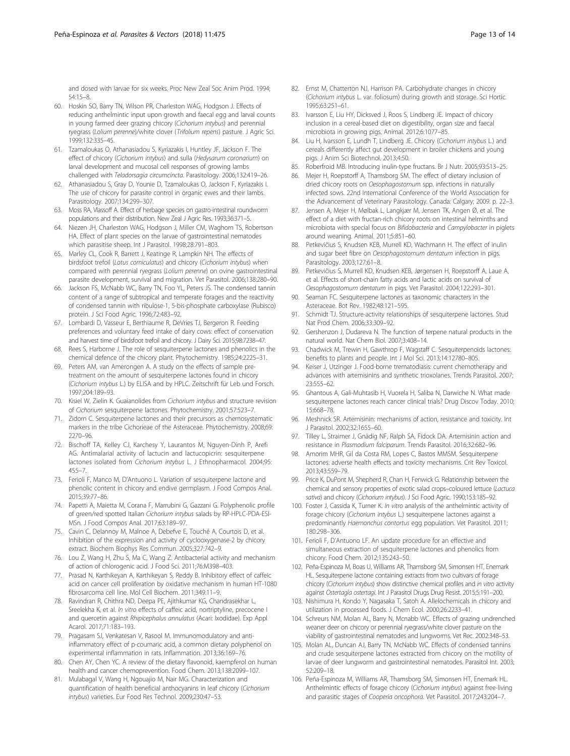and dosed with larvae for six weeks. Proc New Zeal Soc Anim Prod. 1994; 54:15–8.

60. Hoskin SO, Barry TN, Wilson PR, Charleston WAG, Hodgson J. Effects of reducing anthelmintic input upon growth and faecal egg and larval counts in young farmed deer grazing chicory (*Cichorium intybus*) and perennial ryegrass (*Lolium perenne*)/white clover (*Trifolium repens*) pasture. J Agric Sci. 1999;132:335–45.
61. Tzamaloukas O, Athanasiadou S, Kyriazakis I, Huntley JF, Jackson F. The effect of chicory (*Cichorium intybus*) and sulla (*Hedysarum coronarium*) on larval development and mucosal cell responses of growing lambs challenged with *Teladorsagia circumcincta*. Parasitology. 2006;132:419–26.
62. Athanasiadou S, Gray D, Younie D, Tzamaloukas O, Jackson F, Kyriazakis I. The use of chicory for parasite control in organic ewes and their lambs. Parasitology. 2007;134:299–307.
63. Moss RA, Vlassoff A. Effect of herbage species on gastro-intestinal roundworm populations and their distribution. New Zeal J Agric Res. 1993;36:371–5.
64. Niezen JH, Charleston WAG, Hodgson J, Miller CM, Waghorn TS, Robertson HA. Effect of plant species on the larvae of gastrointestinal nematodes which parasitise sheep. Int J Parasitol. 1998;28:791–803.
65. Marley CL, Cook R, Barrett J, Keatinge R, Lampkin NH. The effects of birdsfoot trefoil (*Lotus corniculatus*) and chicory (*Cichorium intybus*) when compared with perennial ryegrass (*Lolium perenne*) on ovine gastrointestinal parasite development, survival and migration. Vet Parasitol. 2006;138:280–90.
66. Jackson FS, McNabb WC, Barry TN, Foo YL, Peters JS. The condensed tannin content of a range of subtropical and temperate forages and the reactivity of condensed tannin with ribulose-1, 5-bis-phosphate carboxylase (Rubisco) protein. J Sci Food Agric. 1996;72:483–92.
67. Lombardi D, Vasseur E, Berthiaume R, DeVries TJ, Bergeron R. Feeding preferences and voluntary feed intake of dairy cows: effect of conservation and harvest time of birdsfoot trefoil and chicory. J Dairy Sci. 2015;98:7238–47.
68. Rees S, Harborne J. The role of sesquiterpene lactones and phenolics in the chemical defence of the chicory plant. Phytochemistry. 1985;24:2225–31.
69. Peters AM, van Amerongen A. A study on the effects of sample pre-treatment on the amount of sesquiterpene lactones found in chicory (*Cichorium intybus* L.) by ELISA and by HPLC. Zeitschrift für Leb und Forsch. 1997;204:189–93.
70. Kisiel W, Zielin K. Guaianolides from *Cichorium intybus* and structure revision of *Cichorium* sesquiterpene lactones. Phytochemistry. 2001;57:523–7.
71. Zidorn C. Sesquiterpene lactones and their precursors as chemosystematic markers in the tribe Cichorieae of the Asteraceae. Phytochemistry. 2008;69: 2270–96.
72. Bischoff TA, Kelley CJ, Karchesy Y, Laurantos M, Nguyen-Dinh P, Arefi AG. Antimalarial activity of lactucin and lactucopicrin: sesquiterpene lactones isolated from *Cichorium intybus* L. J Ethnopharmacol. 2004;95: 455–7.
73. Ferioli F, Manco M, D'Antuono L. Variation of sesquiterpene lactone and phenolic content in chicory and endive germplasm. J Food Compos Anal. 2015;39:77–86.
74. Papetti A, Maietta M, Corana F, Marrubini G, Gazzani G. Polyphenolic profile of green/red spotted Italian *Cichorium intybus* salads by RP-HPLC-PDA-ESI-MSn. J Food Compos Anal. 2017;63:189–97.
75. Cavin C, Delannoy M, Malnoe A, Debefve E, Touché A, Courtois D, et al. Inhibition of the expression and activity of cyclooxygenase-2 by chicory extract. Biochem Biophys Res Commun. 2005;327:742–9.
76. Lou Z, Wang H, Zhu S, Ma C, Wang Z. Antibacterial activity and mechanism of action of chlorogenic acid. J Food Sci. 2011;76:M398–403.
77. Prasad N, Karthikeyan A, Karthikeyan S, Reddy B. Inhibitory effect of caffeic acid on cancer cell proliferation by oxidative mechanism in human HT-1080 fibrosarcoma cell line. Mol Cell Biochem. 2011;349:11–9.
78. Ravindran R, Chithra ND, Deepa PE, Ajithkumar KG, Chandrasekhar L, Sreelekha K, et al. *In vitro* effects of caffeic acid, nortriptyline, precocene I and quercetin against *Rhipicephalus annulatus* (Acari: Ixodidae). Exp Appl Acarol. 2017;71:183–193.
79. Pragasam SJ, Venkatesan V, Rasool M. Immunomodulatory and anti-inflammatory effect of p-coumaric acid, a common dietary polyphenol on experimental inflammation in rats. Inflammation. 2013;36:169–76.
80. Chen AY, Chen YC. A review of the dietary flavonoid, kaempferol on human health and cancer chemoprevention. Food Chem. 2013;138:2099–107.
81. Mulabagal V, Wang H, Ngouajio M, Nair MG. Characterization and quantification of health beneficial anthocyanins in leaf chicory (*Cichorium intybus*) varieties. Eur Food Res Technol. 2009;230:47–53.
82. Ernst M, Chatterton NJ, Harrison PA. Carbohydrate changes in chicory (*Cichorium intybus* L. var. foliosum) during growth and storage. Sci Hortic. 1995;63:251–61.
83. Ivarsson E, Liu HY, Dicksved J, Roos S, Lindberg JE. Impact of chicory inclusion in a cereal-based diet on digestibility, organ size and faecal microbiota in growing pigs. Animal. 2012;6:1077–85.
84. Liu H, Ivarsson E, Lundh T, Lindberg JE. Chicory (*Cichorium intybus* L.) and cereals differently affect gut development in broiler chickens and young pigs. J Anim Sci Biotechnol. 2013;4:50.
85. Roberfroid MB. Introducing inulin-type fructans. Br J Nutr. 2005;93:S13–25.
86. Mejer H, Roepstorff A, Thamsborg SM. The effect of dietary inclusion of dried chicory roots on *Oesophagostomum* spp. infections in naturally infected sows. 22nd International Conference of the World Association for the Advancement of Veterinary Parasitology. Canada: Calgary; 2009. p. 22–3.
87. Jensen A, Mejer H, Mølbak L, Langkjær M, Jensen TK, Angen Ø, et al. The effect of a diet with fructan-rich chicory roots on intestinal helminths and microbiota with special focus on *Bifidobacteria* and *Campylobacter* in piglets around weaning. Animal. 2011;5:851–60.
88. Petkevičius S, Knudsen KEB, Murrell KD, Wachmann H. The effect of inulin and sugar beet fibre on *Oesophagostomum dentatum* infection in pigs. Parasitology. 2003;127:61–8.
89. Petkevičius S, Murrell KD, Knudsen KEB, Jørgensen H, Roepstorff A, Laue A, et al. Effects of short-chain fatty acids and lactic acids on survival of *Oesophagostomum dentatum* in pigs. Vet Parasitol. 2004;122:293–301.
90. Seaman FC. Sesquiterpene lactones as taxonomic characters in the Asteraceae. Bot Rev. 1982;48:121–595.
91. Schmidt TJ. Structure-activity relationships of sesquiterpene lactones. Stud Nat Prod Chem. 2006;33:309–92.
92. Gershenzon J, Dudareva N. The function of terpene natural products in the natural world. Nat Chem Biol. 2007;3:408–14.
93. Chadwick M, Trewin H, Gawthrop F, Wagstaff C. Sesquiterpenoids lactones: benefits to plants and people. Int J Mol Sci. 2013;14:12780–805.
94. Keiser J, Utzinger J. Food-borne trematodiasis: current chemotherapy and advances with artemisinins and synthetic trioxolanes. Trends Parasitol. 2007; 23:555–62.
95. Ghantous A, Gali-Muhtasib H, Vuorela H, Saliba N, Darwiche N. What made sesquiterpene lactones reach cancer clinical trials? Drug Discov Today. 2010; 15:668–78.
96. Meshnick SR. Artemisinin: mechanisms of action, resistance and toxicity. Int J Parasitol. 2002;32:1655–60.
97. Tilley L, Straimer J, Gnädig NF, Ralph SA, Fidock DA. Artemisinin action and resistance in *Plasmodium falciparum*. Trends Parasitol. 2016;32:682–96.
98. Amorim MHR, Gil da Costa RM, Lopes C, Bastos MMSM. Sesquiterpene lactones: adverse health effects and toxicity mechanisms. Crit Rev Toxicol. 2013;43:559–79.
99. Price K, DuPont M, Shepherd R, Chan H, Fenwick G. Relationship between the chemical and sensory properties of exotic salad crops–coloured lettuce (*Lactuca sativa*) and chicory (*Cichorium intybus*). J Sci Food Agric. 1990;153:185–92.
100. Foster J, Cassida K, Turner K. *In vitro* analysis of the anthelmintic activity of forage chicory (*Cichorium intybus* L.) sesquiterpene lactones against a predominantly *Haemonchus contortus* egg population. Vet Parasitol. 2011; 180:298–306.
101. Ferioli F, D'Antuono LF. An update procedure for an effective and simultaneous extraction of sesquiterpene lactones and phenolics from chicory. Food Chem. 2012;135:243–50.
102. Peña-Espinoza M, Boas U, Williams AR, Thamsborg SM, Simonsen HT, Enemark HL. Sesquiterpene lactone containing extracts from two cultivars of forage chicory (*Cichorium intybus*) show distinctive chemical profiles and *in vitro* activity against *Ostertagia ostertagi*. Int J Parasitol Drugs Drug Resist. 2015;5:191–200.
103. Nishimura H, Kondo Y, Nagasaka T, Satoh A. Allelochemicals in chicory and utilization in processed foods. J Chem Ecol. 2000;26:2233–41.
104. Schreurs NM, Molan AL, Barry N, Mcnabb WC. Effects of grazing undrenched weaner deer on chicory or perennial ryegrass/white clover pasture on the viability of gastrointestinal nematodes and lungworms. Vet Rec. 2002:348–53.
105. Molan AL, Duncan AJ, Barry TN, McNabb WC. Effects of condensed tannins and crude sesquiterpene lactones extracted from chicory on the motility of larvae of deer lungworm and gastrointestinal nematodes. Parasitol Int. 2003; 52:209–18.
106. Peña-Espinoza M, Williams AR, Thamsborg SM, Simonsen HT, Enemark HL. Anthelmintic effects of forage chicory (*Cichorium intybus*) against free-living and parasitic stages of *Cooperia oncophora*. Vet Parasitol. 2017;243:204–7.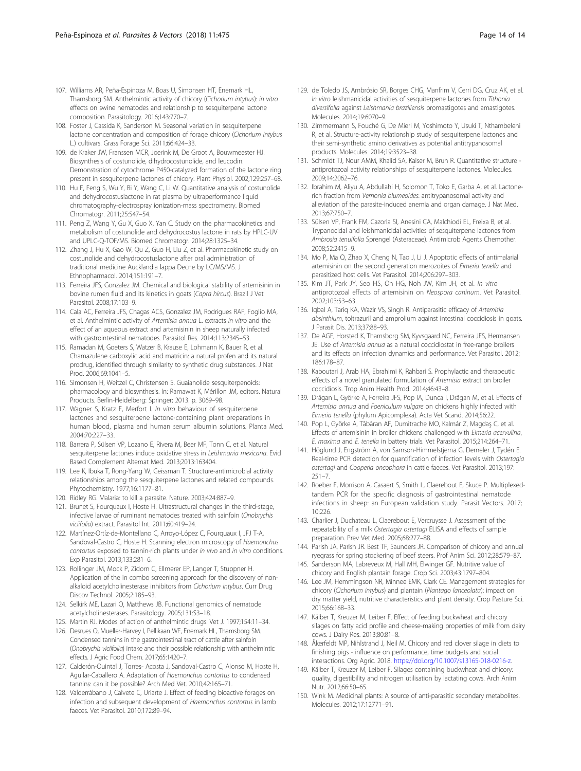107. Williams AR, Peña-Espinoza M, Boas U, Simonsen HT, Enemark HL, Thamsborg SM. Anthelmintic activity of chicory (*Cichorium intybus*): *in vitro* effects on swine nematodes and relationship to sesquiterpene lactone composition. Parasitology. 2016;143:770–7.
108. Foster J, Cassida K, Sanderson M. Seasonal variation in sesquiterpene lactone concentration and composition of forage chicory (*Cichorium intybus* L.) cultivars. Grass Forage Sci. 2011;66:424–33.
109. de Kraker JW, Franssen MCR, Joerink M, De Groot A, Bouwmeester HJ. Biosynthesis of costunolide, dihydrocostunolide, and leucodin. Demonstration of cytochrome P450-catalyzed formation of the lactone ring present in sesquiterpene lactones of chicory. Plant Physiol. 2002;129:257–68.
110. Hu F, Feng S, Wu Y, Bi Y, Wang C, Li W. Quantitative analysis of costunolide and dehydrocostuslactone in rat plasma by ultraperformance liquid chromatography-electrospray ionization-mass spectrometry. Biomed Chromatogr. 2011;25:547–54.
111. Peng Z, Wang Y, Gu X, Guo X, Yan C. Study on the pharmacokinetics and metabolism of costunolide and dehydrocostus lactone in rats by HPLC-UV and UPLC-Q-TOF/MS. Biomed Chromatogr. 2014;28:1325–34.
112. Zhang J, Hu X, Gao W, Qu Z, Guo H, Liu Z, et al. Pharmacokinetic study on costunolide and dehydrocostuslactone after oral administration of traditional medicine Aucklandia lappa Decne by LC/MS/MS. J Ethnopharmacol. 2014;151:191–7.
113. Ferreira JFS, Gonzalez JM. Chemical and biological stability of artemisinin in bovine rumen fluid and its kinetics in goats (*Capra hircus*). Brazil J Vet Parasitol. 2008;17:103–9.
114. Cala AC, Ferreira JFS, Chagas ACS, Gonzalez JM, Rodrigues RAF, Foglio MA, et al. Anthelmintic activity of *Artemisia annua* L. extracts *in vitro* and the effect of an aqueous extract and artemisinin in sheep naturally infected with gastrointestinal nematodes. Parasitol Res. 2014;113:2345–53.
115. Ramadan M, Goeters S, Watzer B, Krause E, Lohmann K, Bauer R, et al. Chamazulene carboxylic acid and matricin: a natural profen and its natural prodrug, identified through similarity to synthetic drug substances. J Nat Prod. 2006;69:1041–5.
116. Simonsen H, Weitzel C, Christensen S. Guaianolide sesquiterpenoids: pharmacology and biosynthesis. In: Ramawat K, Mérillon JM, editors. Natural Products. Berlin-Heidelberg: Springer; 2013. p. 3069–98.
117. Wagner S, Kratz F, Merfort I. *In vitro* behaviour of sesquiterpene lactones and sesquiterpene lactone-containing plant preparations in human blood, plasma and human serum albumin solutions. Planta Med. 2004;70:227–33.
118. Barrera P, Sülsen VP, Lozano E, Rivera M, Beer MF, Tonn C, et al. Natural sesquiterpene lactones induce oxidative stress in *Leishmania mexicana*. Evid Based Complement Alternat Med. 2013;2013:163404.
119. Lee K, Ibuka T, Rong-Yang W, Geissman T. Structure-antimicrobial activity relationships among the sesquiterpene lactones and related compounds. Phytochemistry. 1977;16:1177–81.
120. Ridley RG. Malaria: to kill a parasite. Nature. 2003;424:887–9.
121. Brunet S, Fourquaux I, Hoste H. Ultrastructural changes in the third-stage, infective larvae of ruminant nematodes treated with sainfoin (*Onobrychis viciifolia*) extract. Parasitol Int. 2011;60:419–24.
122. Martínez-Ortíz-de-Montellano C, Arroyo-López C, Fourquaux I, JFJ T-A, Sandoval-Castro C, Hoste H. Scanning electron microscopy of *Haemonchus contortus* exposed to tannin-rich plants under *in vivo* and *in vitro* conditions. Exp Parasitol. 2013;133:281–6.
123. Rollinger JM, Mock P, Zidorn C, Ellmerer EP, Langer T, Stuppner H. Application of the in combo screening approach for the discovery of non-alkaloid acetylcholinesterase inhibitors from *Cichorium intybus*. Curr Drug Discov Technol. 2005;2:185–93.
124. Selkirk ME, Lazari O, Matthews JB. Functional genomics of nematode acetylcholinesterases. Parasitology. 2005;131:S3–18.
125. Martin RJ. Modes of action of anthelmintic drugs. Vet J. 1997;154:11–34.
126. Desrues O, Mueller-Harvey I, Pellikaan WF, Enemark HL, Thamsborg SM. Condensed tannins in the gastrointestinal tract of cattle after sainfoin (*Onobrychis viciifolia*) intake and their possible relationship with anthelmintic effects. J Agric Food Chem. 2017;65:1420–7.
127. Calderón-Quintal J, Torres- Acosta J, Sandoval-Castro C, Alonso M, Hoste H, Aguilar-Caballero A. Adaptation of *Haemonchus contortus* to condensed tannins: can it be possible? Arch Med Vet. 2010;42:165–71.
128. Valderrábano J, Calvete C, Uriarte J. Effect of feeding bioactive forages on infection and subsequent development of *Haemonchus contortus* in lamb faeces. Vet Parasitol. 2010;172:89–94.
129. de Toledo JS, Ambrósio SR, Borges CHG, Manfrim V, Cerri DG, Cruz AK, et al. *In vitro* leishmanicidal activities of sesquiterpene lactones from *Tithonia diversifolia* against *Leishmania braziliensis* promastigotes and amastigotes. Molecules. 2014;19:6070–9.
130. Zimmermann S, Fouché G, De Mieri M, Yoshimoto Y, Usuki T, Nthambeleni R, et al. Structure-activity relationship study of sesquiterpene lactones and their semi-synthetic amino derivatives as potential antitrypanosomal products. Molecules. 2014;19:3523–38.
131. Schmidt TJ, Nour AMM, Khalid SA, Kaiser M, Brun R. Quantitative structure - antiprotozoal activity relationships of sesquiterpene lactones. Molecules. 2009;14:2062–76.
132. Ibrahim M, Aliyu A, Abdullahi H, Solomon T, Toko E, Garba A, et al. Lactone-rich fraction from *Vernonia blumeoides*: antitrypanosomal activity and alleviation of the parasite-induced anemia and organ damage. J Nat Med. 2013;67:750–7.
133. Sülsen VP, Frank FM, Cazorla SI, Anesini CA, Malchiodi EL, Freixa B, et al. Trypanocidal and leishmanicidal activities of sesquiterpene lactones from *Ambrosia tenuifolia* Sprengel (Asteraceae). Antimicrob Agents Chemother. 2008;52:2415–9.
134. Mo P, Ma Q, Zhao X, Cheng N, Tao J, Li J. Apoptotic effects of antimalarial artemisinin on the second generation merozoites of *Eimeria tenella* and parasitized host cells. Vet Parasitol. 2014;206:297–303.
135. Kim JT, Park JY, Seo HS, Oh HG, Noh JW, Kim JH, et al. *In vitro* antiprotozoal effects of artemisinin on *Neospora caninum*. Vet Parasitol. 2002;103:53–63.
136. Iqbal A, Tariq KA, Wazir VS, Singh R. Antiparasitic efficacy of *Artemisia absinthium*, toltrazuril and amprolium against intestinal coccidiosis in goats. J Parasit Dis. 2013;37:88–93.
137. De AGF, Horsted K, Thamsborg SM, Kyvsgaard NC, Ferreira JFS, Hermansen JE. Use of *Artemisia annua* as a natural coccidiostat in free-range broilers and its effects on infection dynamics and performance. Vet Parasitol. 2012;186:178–87.
138. Kaboutari J, Arab HA, Ebrahimi K, Rahbari S. Prophylactic and therapeutic effects of a novel granulated formulation of *Artemisia* extract on broiler coccidiosis. Trop Anim Health Prod. 2014;46:43–8.
139. Drăgan L, Györke A, Ferreira JFS, Pop IA, Dunca I, Drăgan M, et al. Effects of *Artemisia annua* and *Foeniculum vulgare* on chickens highly infected with *Eimeria tenella* (phylum Apicomplexa). Acta Vet Scand. 2014;56:22.
140. Pop L, Györke A, Tăbăran AF, Dumitrache MO, Kalmár Z, Magdaş C, et al. Effects of artemisinin in broiler chickens challenged with *Eimeria acervulina*, *E. maxima* and *E. tenella* in battery trials. Vet Parasitol. 2015;214:264–71.
141. Höglund J, Engström A, von Samson-Himmelstjerna G, Demeler J, Tydén E. Real-time PCR detection for quantification of infection levels with *Ostertagia ostertagi* and *Cooperia oncophora* in cattle faeces. Vet Parasitol. 2013;197:251–7.
142. Roeber F, Morrison A, Casaert S, Smith L, Claerebout E, Skuce P. Multiplexed-tandem PCR for the specific diagnosis of gastrointestinal nematode infections in sheep: an European validation study. Parasit Vectors. 2017;10:226.
143. Charlier J, Duchateau L, Claerebout E, Vercruysse J. Assessment of the repeatability of a milk *Ostertagia ostertagi* ELISA and effects of sample preparation. Prev Vet Med. 2005;68:277–88.
144. Parish JA, Parish JR. Best TF, Saunders JR. Comparison of chicory and annual ryegrass for spring stockering of beef steers. Prof Anim Sci. 2012;28:579–87.
145. Sanderson MA, Labreveux M, Hall MH, Elwinger GF. Nutritive value of chicory and English plantain forage. Crop Sci. 2003;43:1797–804.
146. Lee JM, Hemmingson NR, Minnee EMK, Clark CE. Management strategies for chicory (*Cichorium intybus*) and plantain (*Plantago lanceolata*): impact on dry matter yield, nutritive characteristics and plant density. Crop Pasture Sci. 2015;66:168–33.
147. Kälber T, Kreuzer M, Leiber F. Effect of feeding buckwheat and chicory silages on fatty acid profile and cheese-making properties of milk from dairy cows. J Dairy Res. 2013;80:81–8.
148. Åkerfeldt MP, Nihlstrand J, Neil M. Chicory and red clover silage in diets to finishing pigs - influence on performance, time budgets and social interactions. Org Agric. 2018. https://doi.org/10.1007/s13165-018-0216-z.
149. Kälber T, Kreuzer M, Leiber F. Silages containing buckwheat and chicory: quality, digestibility and nitrogen utilisation by lactating cows. Arch Anim Nutr. 2012;66:50–65.
150. Wink M. Medicinal plants: A source of anti-parasitic secondary metabolites. Molecules. 2012;17:12771–91.